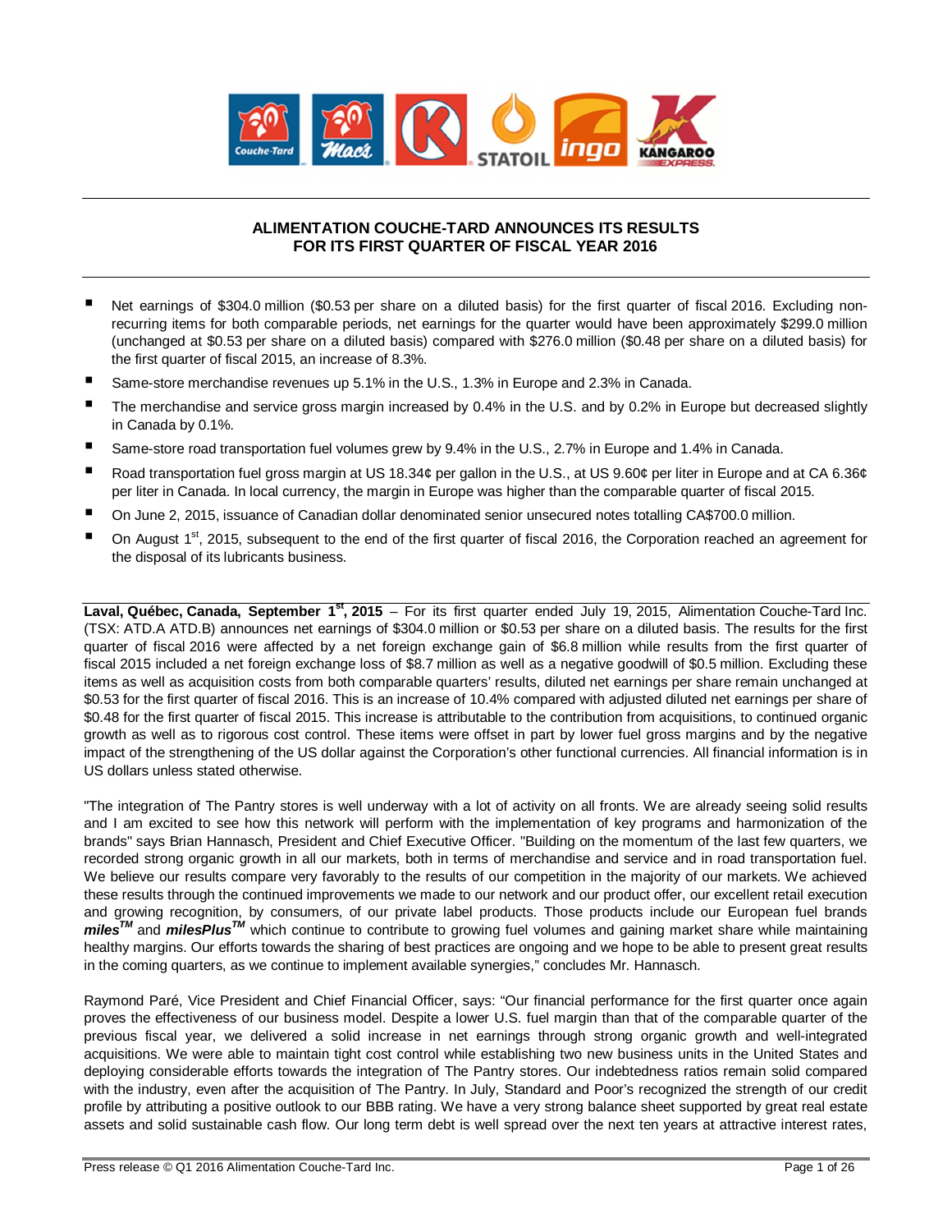# ALIMENTATION COUCHE-TARD ANNOUNCES ITS RESULTS FOR ITS FIRST QUARTER OF FISCAL YEAR 2016

- Net earnings of $304.0 million ($0.53 per share on a diluted basis) for the first quarter of fiscal 2016. Excluding non-recurring items for both comparable periods, net earnings for the quarter would have been approximately $299.0 million (unchanged at $0.53 per share on a diluted basis) compared with $276.0 million ($0.48 per share on a diluted basis) for the first quarter of fiscal 2015, an increase of 8.3%.
- Same-store merchandise revenues up 5.1% in the U.S., 1.3% in Europe and 2.3% in Canada.
- The merchandise and service gross margin increased by 0.4% in the U.S. and by 0.2% in Europe but decreased slightly in Canada by 0.1%.
- Same-store road transportation fuel volumes grew by 9.4% in the U.S., 2.7% in Europe and 1.4% in Canada.
- Road transportation fuel gross margin at US 18.34¢ per gallon in the U.S., at US 9.60¢ per liter in Europe and at CA 6.36¢ per liter in Canada. In local currency, the margin in Europe was higher than the comparable quarter of fiscal 2015.
- On June 2, 2015, issuance of Canadian dollar denominated senior unsecured notes totalling CA$700.0 million.
- On August 1st, 2015, subsequent to the end of the first quarter of fiscal 2016, the Corporation reached an agreement for the disposal of its lubricants business.

**Laval, Québec, Canada, September 1st, 2015** – For its first quarter ended July 19, 2015, Alimentation Couche-Tard Inc. (TSX: ATD.A ATD.B) announces net earnings of $304.0 million or $0.53 per share on a diluted basis. The results for the first quarter of fiscal 2016 were affected by a net foreign exchange gain of $6.8 million while results from the first quarter of fiscal 2015 included a net foreign exchange loss of $8.7 million as well as a negative goodwill of $0.5 million. Excluding these items as well as acquisition costs from both comparable quarters' results, diluted net earnings per share remain unchanged at $0.53 for the first quarter of fiscal 2016. This is an increase of 10.4% compared with adjusted diluted net earnings per share of $0.48 for the first quarter of fiscal 2015. This increase is attributable to the contribution from acquisitions, to continued organic growth as well as to rigorous cost control. These items were offset in part by lower fuel gross margins and by the negative impact of the strengthening of the US dollar against the Corporation's other functional currencies. All financial information is in US dollars unless stated otherwise.

"The integration of The Pantry stores is well underway with a lot of activity on all fronts. We are already seeing solid results and I am excited to see how this network will perform with the implementation of key programs and harmonization of the brands" says Brian Hannasch, President and Chief Executive Officer. "Building on the momentum of the last few quarters, we recorded strong organic growth in all our markets, both in terms of merchandise and service and in road transportation fuel. We believe our results compare very favorably to the results of our competition in the majority of our markets. We achieved these results through the continued improvements we made to our network and our product offer, our excellent retail execution and growing recognition, by consumers, of our private label products. Those products include our European fuel brands ***milesTM*** and ***milesPlusTM*** which continue to contribute to growing fuel volumes and gaining market share while maintaining healthy margins. Our efforts towards the sharing of best practices are ongoing and we hope to be able to present great results in the coming quarters, as we continue to implement available synergies," concludes Mr. Hannasch.

Raymond Paré, Vice President and Chief Financial Officer, says: "Our financial performance for the first quarter once again proves the effectiveness of our business model. Despite a lower U.S. fuel margin than that of the comparable quarter of the previous fiscal year, we delivered a solid increase in net earnings through strong organic growth and well-integrated acquisitions. We were able to maintain tight cost control while establishing two new business units in the United States and deploying considerable efforts towards the integration of The Pantry stores. Our indebtedness ratios remain solid compared with the industry, even after the acquisition of The Pantry. In July, Standard and Poor's recognized the strength of our credit profile by attributing a positive outlook to our BBB rating. We have a very strong balance sheet supported by great real estate assets and solid sustainable cash flow. Our long term debt is well spread over the next ten years at attractive interest rates,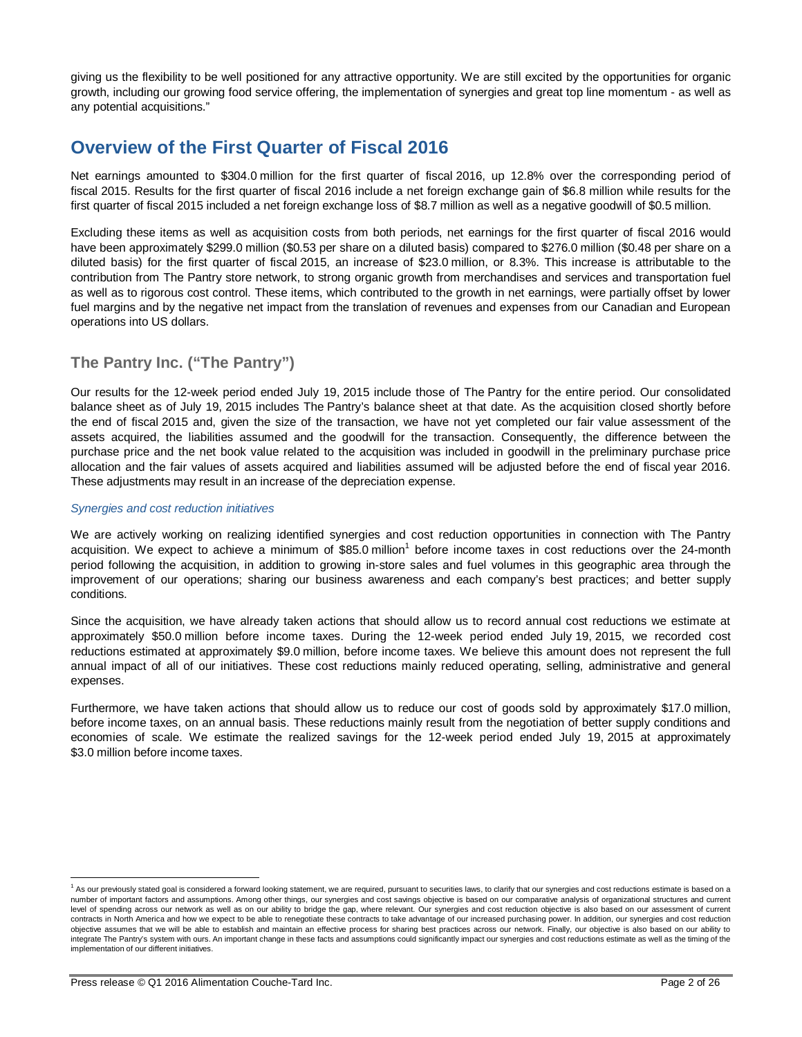giving us the flexibility to be well positioned for any attractive opportunity. We are still excited by the opportunities for organic growth, including our growing food service offering, the implementation of synergies and great top line momentum - as well as any potential acquisitions."

## Overview of the First Quarter of Fiscal 2016

Net earnings amounted to $304.0 million for the first quarter of fiscal 2016, up 12.8% over the corresponding period of fiscal 2015. Results for the first quarter of fiscal 2016 include a net foreign exchange gain of $6.8 million while results for the first quarter of fiscal 2015 included a net foreign exchange loss of $8.7 million as well as a negative goodwill of $0.5 million.

Excluding these items as well as acquisition costs from both periods, net earnings for the first quarter of fiscal 2016 would have been approximately $299.0 million ($0.53 per share on a diluted basis) compared to $276.0 million ($0.48 per share on a diluted basis) for the first quarter of fiscal 2015, an increase of $23.0 million, or 8.3%. This increase is attributable to the contribution from The Pantry store network, to strong organic growth from merchandises and services and transportation fuel as well as to rigorous cost control. These items, which contributed to the growth in net earnings, were partially offset by lower fuel margins and by the negative net impact from the translation of revenues and expenses from our Canadian and European operations into US dollars.

### The Pantry Inc. ("The Pantry")

Our results for the 12-week period ended July 19, 2015 include those of The Pantry for the entire period. Our consolidated balance sheet as of July 19, 2015 includes The Pantry's balance sheet at that date. As the acquisition closed shortly before the end of fiscal 2015 and, given the size of the transaction, we have not yet completed our fair value assessment of the assets acquired, the liabilities assumed and the goodwill for the transaction. Consequently, the difference between the purchase price and the net book value related to the acquisition was included in goodwill in the preliminary purchase price allocation and the fair values of assets acquired and liabilities assumed will be adjusted before the end of fiscal year 2016. These adjustments may result in an increase of the depreciation expense.

*Synergies and cost reduction initiatives*

We are actively working on realizing identified synergies and cost reduction opportunities in connection with The Pantry acquisition. We expect to achieve a minimum of $85.0 million[1] before income taxes in cost reductions over the 24-month period following the acquisition, in addition to growing in-store sales and fuel volumes in this geographic area through the improvement of our operations; sharing our business awareness and each company's best practices; and better supply conditions.

Since the acquisition, we have already taken actions that should allow us to record annual cost reductions we estimate at approximately $50.0 million before income taxes. During the 12-week period ended July 19, 2015, we recorded cost reductions estimated at approximately $9.0 million, before income taxes. We believe this amount does not represent the full annual impact of all of our initiatives. These cost reductions mainly reduced operating, selling, administrative and general expenses.

Furthermore, we have taken actions that should allow us to reduce our cost of goods sold by approximately $17.0 million, before income taxes, on an annual basis. These reductions mainly result from the negotiation of better supply conditions and economies of scale. We estimate the realized savings for the 12-week period ended July 19, 2015 at approximately $3.0 million before income taxes.

[1] As our previously stated goal is considered a forward looking statement, we are required, pursuant to securities laws, to clarify that our synergies and cost reductions estimate is based on a number of important factors and assumptions. Among other things, our synergies and cost savings objective is based on our comparative analysis of organizational structures and current level of spending across our network as well as on our ability to bridge the gap, where relevant. Our synergies and cost reduction objective is also based on our assessment of current contracts in North America and how we expect to be able to renegotiate these contracts to take advantage of our increased purchasing power. In addition, our synergies and cost reduction objective assumes that we will be able to establish and maintain an effective process for sharing best practices across our network. Finally, our objective is also based on our ability to integrate The Pantry's system with ours. An important change in these facts and assumptions could significantly impact our synergies and cost reductions estimate as well as the timing of the implementation of our different initiatives.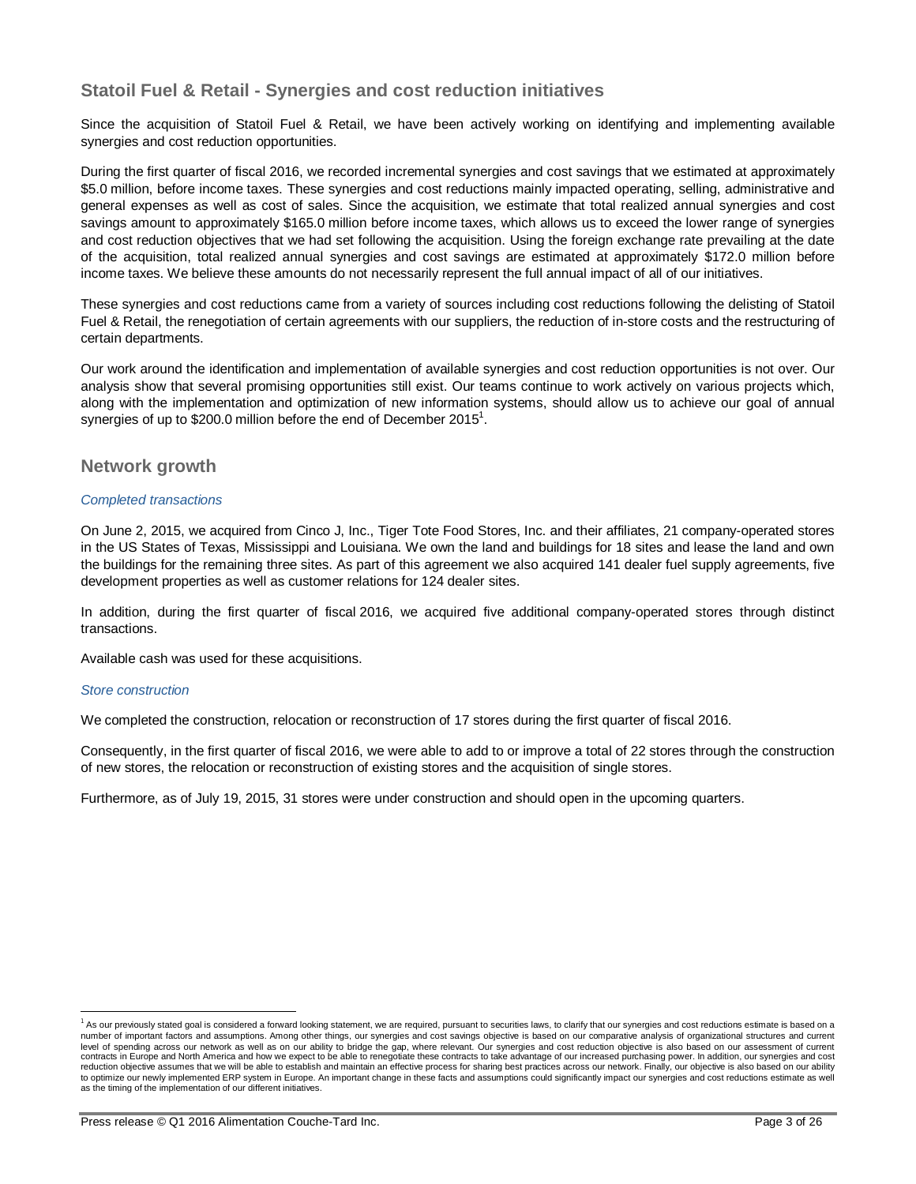## Statoil Fuel & Retail - Synergies and cost reduction initiatives

Since the acquisition of Statoil Fuel & Retail, we have been actively working on identifying and implementing available synergies and cost reduction opportunities.

During the first quarter of fiscal 2016, we recorded incremental synergies and cost savings that we estimated at approximately $5.0 million, before income taxes. These synergies and cost reductions mainly impacted operating, selling, administrative and general expenses as well as cost of sales. Since the acquisition, we estimate that total realized annual synergies and cost savings amount to approximately $165.0 million before income taxes, which allows us to exceed the lower range of synergies and cost reduction objectives that we had set following the acquisition. Using the foreign exchange rate prevailing at the date of the acquisition, total realized annual synergies and cost savings are estimated at approximately $172.0 million before income taxes. We believe these amounts do not necessarily represent the full annual impact of all of our initiatives.

These synergies and cost reductions came from a variety of sources including cost reductions following the delisting of Statoil Fuel & Retail, the renegotiation of certain agreements with our suppliers, the reduction of in-store costs and the restructuring of certain departments.

Our work around the identification and implementation of available synergies and cost reduction opportunities is not over. Our analysis show that several promising opportunities still exist. Our teams continue to work actively on various projects which, along with the implementation and optimization of new information systems, should allow us to achieve our goal of annual synergies of up to $200.0 million before the end of December 2015[1].

## Network growth

*Completed transactions*

On June 2, 2015, we acquired from Cinco J, Inc., Tiger Tote Food Stores, Inc. and their affiliates, 21 company-operated stores in the US States of Texas, Mississippi and Louisiana. We own the land and buildings for 18 sites and lease the land and own the buildings for the remaining three sites. As part of this agreement we also acquired 141 dealer fuel supply agreements, five development properties as well as customer relations for 124 dealer sites.

In addition, during the first quarter of fiscal 2016, we acquired five additional company-operated stores through distinct transactions.

Available cash was used for these acquisitions.

*Store construction*

We completed the construction, relocation or reconstruction of 17 stores during the first quarter of fiscal 2016.

Consequently, in the first quarter of fiscal 2016, we were able to add to or improve a total of 22 stores through the construction of new stores, the relocation or reconstruction of existing stores and the acquisition of single stores.

Furthermore, as of July 19, 2015, 31 stores were under construction and should open in the upcoming quarters.

---

[1] As our previously stated goal is considered a forward looking statement, we are required, pursuant to securities laws, to clarify that our synergies and cost reductions estimate is based on a number of important factors and assumptions. Among other things, our synergies and cost savings objective is based on our comparative analysis of organizational structures and current level of spending across our network as well as on our ability to bridge the gap, where relevant. Our synergies and cost reduction objective is also based on our assessment of current contracts in Europe and North America and how we expect to be able to renegotiate these contracts to take advantage of our increased purchasing power. In addition, our synergies and cost reduction objective assumes that we will be able to establish and maintain an effective process for sharing best practices across our network. Finally, our objective is also based on our ability to optimize our newly implemented ERP system in Europe. An important change in these facts and assumptions could significantly impact our synergies and cost reductions estimate as well as the timing of the implementation of our different initiatives.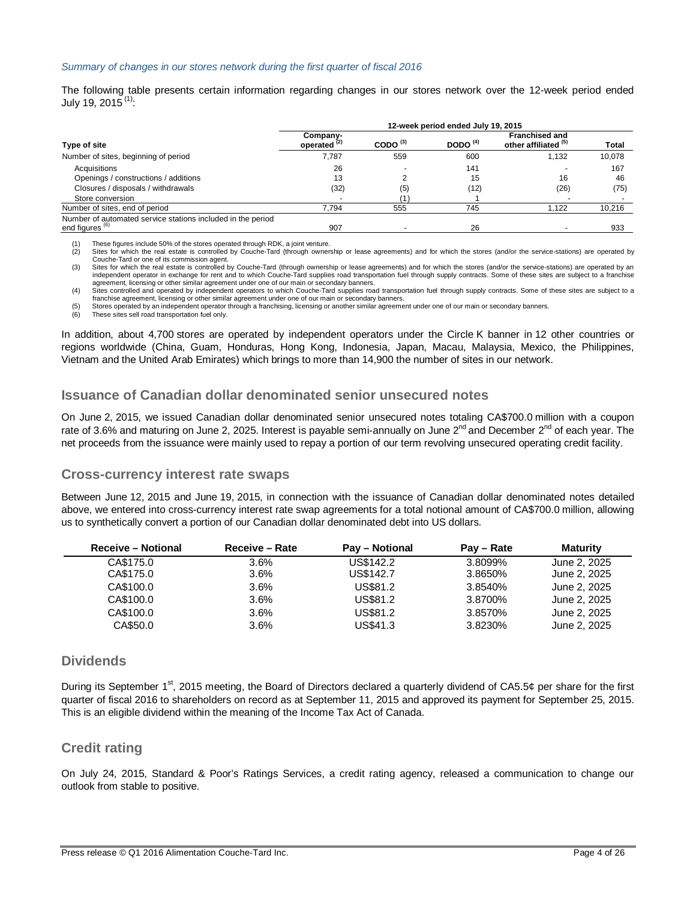*Summary of changes in our stores network during the first quarter of fiscal 2016*

The following table presents certain information regarding changes in our stores network over the 12-week period ended July 19, 2015 [(1)]:

| Type of site | 12-week period ended July 19, 2015 | | | | |
|---|---|---|---|---|---|
| | Company-operated [(2)] | CODO [(3)] | DODO [(4)] | Franchised and other affiliated [(5)] | Total |
| Number of sites, beginning of period | 7,787 | 559 | 600 | 1,132 | 10,078 |
| Acquisitions | 26 | - | 141 | - | 167 |
| Openings / constructions / additions | 13 | 2 | 15 | 16 | 46 |
| Closures / disposals / withdrawals | (32) | (5) | (12) | (26) | (75) |
| Store conversion | - | (1) | 1 | - | - |
| Number of sites, end of period | 7,794 | 555 | 745 | 1,122 | 10,216 |
| Number of automated service stations included in the period end figures [(6)] | 907 | - | 26 | - | 933 |

(1) These figures include 50% of the stores operated through RDK, a joint venture.
(2) Sites for which the real estate is controlled by Couche-Tard (through ownership or lease agreements) and for which the stores (and/or the service-stations) are operated by Couche-Tard or one of its commission agent.
(3) Sites for which the real estate is controlled by Couche-Tard (through ownership or lease agreements) and for which the stores (and/or the service-stations) are operated by an independent operator in exchange for rent and to which Couche-Tard supplies road transportation fuel through supply contracts. Some of these sites are subject to a franchise agreement, licensing or other similar agreement under one of our main or secondary banners.
(4) Sites controlled and operated by independent operators to which Couche-Tard supplies road transportation fuel through supply contracts. Some of these sites are subject to a franchise agreement, licensing or other similar agreement under one of our main or secondary banners.
(5) Stores operated by an independent operator through a franchising, licensing or another similar agreement under one of our main or secondary banners.
(6) These sites sell road transportation fuel only.

In addition, about 4,700 stores are operated by independent operators under the Circle K banner in 12 other countries or regions worldwide (China, Guam, Honduras, Hong Kong, Indonesia, Japan, Macau, Malaysia, Mexico, the Philippines, Vietnam and the United Arab Emirates) which brings to more than 14,900 the number of sites in our network.

## Issuance of Canadian dollar denominated senior unsecured notes

On June 2, 2015, we issued Canadian dollar denominated senior unsecured notes totaling CA$700.0 million with a coupon rate of 3.6% and maturing on June 2, 2025. Interest is payable semi-annually on June 2nd and December 2nd of each year. The net proceeds from the issuance were mainly used to repay a portion of our term revolving unsecured operating credit facility.

## Cross-currency interest rate swaps

Between June 12, 2015 and June 19, 2015, in connection with the issuance of Canadian dollar denominated notes detailed above, we entered into cross-currency interest rate swap agreements for a total notional amount of CA$700.0 million, allowing us to synthetically convert a portion of our Canadian dollar denominated debt into US dollars.

| Receive – Notional | Receive – Rate | Pay – Notional | Pay – Rate | Maturity |
|---|---|---|---|---|
| CA$175.0 | 3.6% | US$142.2 | 3.8099% | June 2, 2025 |
| CA$175.0 | 3.6% | US$142.7 | 3.8650% | June 2, 2025 |
| CA$100.0 | 3.6% | US$81.2 | 3.8540% | June 2, 2025 |
| CA$100.0 | 3.6% | US$81.2 | 3.8700% | June 2, 2025 |
| CA$100.0 | 3.6% | US$81.2 | 3.8570% | June 2, 2025 |
| CA$50.0 | 3.6% | US$41.3 | 3.8230% | June 2, 2025 |

## Dividends

During its September 1st, 2015 meeting, the Board of Directors declared a quarterly dividend of CA5.5¢ per share for the first quarter of fiscal 2016 to shareholders on record as at September 11, 2015 and approved its payment for September 25, 2015. This is an eligible dividend within the meaning of the Income Tax Act of Canada.

## Credit rating

On July 24, 2015, Standard & Poor's Ratings Services, a credit rating agency, released a communication to change our outlook from stable to positive.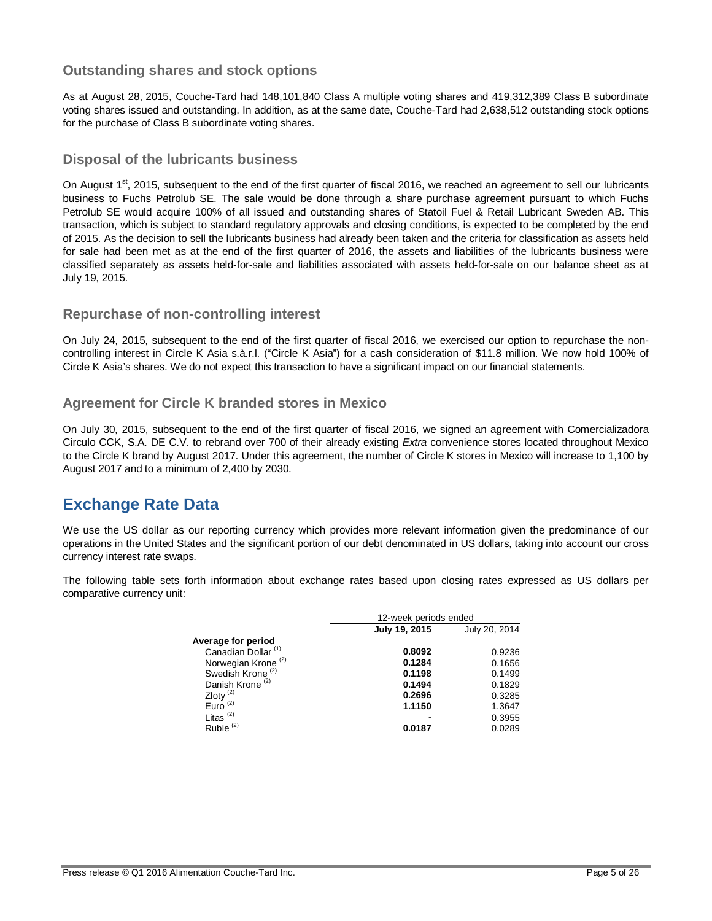## Outstanding shares and stock options

As at August 28, 2015, Couche-Tard had 148,101,840 Class A multiple voting shares and 419,312,389 Class B subordinate voting shares issued and outstanding. In addition, as at the same date, Couche-Tard had 2,638,512 outstanding stock options for the purchase of Class B subordinate voting shares.

## Disposal of the lubricants business

On August 1st, 2015, subsequent to the end of the first quarter of fiscal 2016, we reached an agreement to sell our lubricants business to Fuchs Petrolub SE. The sale would be done through a share purchase agreement pursuant to which Fuchs Petrolub SE would acquire 100% of all issued and outstanding shares of Statoil Fuel & Retail Lubricant Sweden AB. This transaction, which is subject to standard regulatory approvals and closing conditions, is expected to be completed by the end of 2015. As the decision to sell the lubricants business had already been taken and the criteria for classification as assets held for sale had been met as at the end of the first quarter of 2016, the assets and liabilities of the lubricants business were classified separately as assets held-for-sale and liabilities associated with assets held-for-sale on our balance sheet as at July 19, 2015.

## Repurchase of non-controlling interest

On July 24, 2015, subsequent to the end of the first quarter of fiscal 2016, we exercised our option to repurchase the non-controlling interest in Circle K Asia s.à.r.l. ("Circle K Asia") for a cash consideration of $11.8 million. We now hold 100% of Circle K Asia's shares. We do not expect this transaction to have a significant impact on our financial statements.

## Agreement for Circle K branded stores in Mexico

On July 30, 2015, subsequent to the end of the first quarter of fiscal 2016, we signed an agreement with Comercializadora Circulo CCK, S.A. DE C.V. to rebrand over 700 of their already existing *Extra* convenience stores located throughout Mexico to the Circle K brand by August 2017. Under this agreement, the number of Circle K stores in Mexico will increase to 1,100 by August 2017 and to a minimum of 2,400 by 2030.

# Exchange Rate Data

We use the US dollar as our reporting currency which provides more relevant information given the predominance of our operations in the United States and the significant portion of our debt denominated in US dollars, taking into account our cross currency interest rate swaps.

The following table sets forth information about exchange rates based upon closing rates expressed as US dollars per comparative currency unit:

| | 12-week periods ended | |
|---|---|---|
| | **July 19, 2015** | July 20, 2014 |
| **Average for period** | | |
| Canadian Dollar (1) | **0.8092** | 0.9236 |
| Norwegian Krone (2) | **0.1284** | 0.1656 |
| Swedish Krone (2) | **0.1198** | 0.1499 |
| Danish Krone (2) | **0.1494** | 0.1829 |
| Zloty (2) | **0.2696** | 0.3285 |
| Euro (2) | **1.1150** | 1.3647 |
| Litas (2) | **-** | 0.3955 |
| Ruble (2) | **0.0187** | 0.0289 |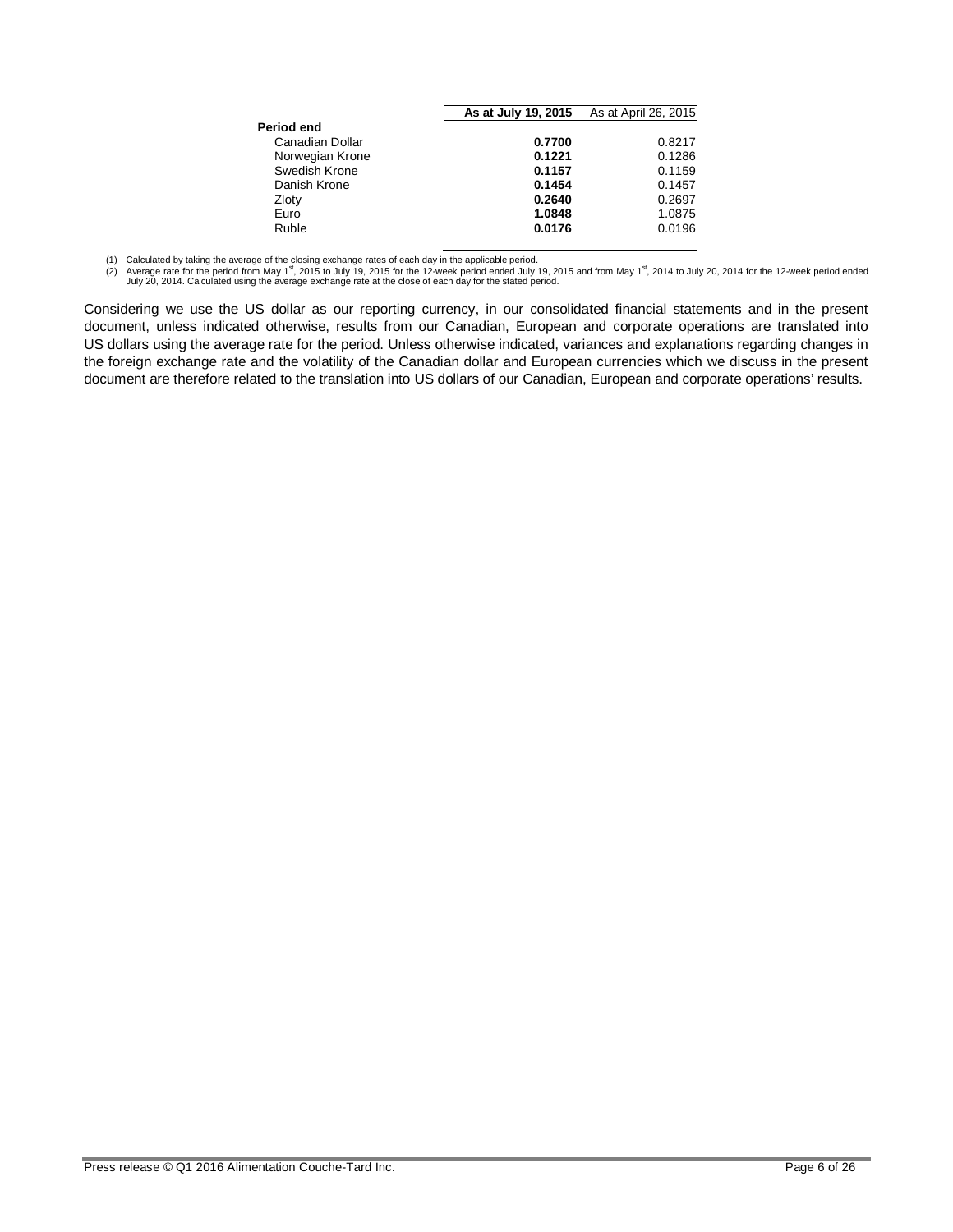| | As at July 19, 2015 | As at April 26, 2015 |
|---|---|---|
| **Period end** | | |
| Canadian Dollar | **0.7700** | 0.8217 |
| Norwegian Krone | **0.1221** | 0.1286 |
| Swedish Krone | **0.1157** | 0.1159 |
| Danish Krone | **0.1454** | 0.1457 |
| Zloty | **0.2640** | 0.2697 |
| Euro | **1.0848** | 1.0875 |
| Ruble | **0.0176** | 0.0196 |

(1) Calculated by taking the average of the closing exchange rates of each day in the applicable period.
(2) Average rate for the period from May 1st, 2015 to July 19, 2015 for the 12-week period ended July 19, 2015 and from May 1st, 2014 to July 20, 2014 for the 12-week period ended July 20, 2014. Calculated using the average exchange rate at the close of each day for the stated period.

Considering we use the US dollar as our reporting currency, in our consolidated financial statements and in the present document, unless indicated otherwise, results from our Canadian, European and corporate operations are translated into US dollars using the average rate for the period. Unless otherwise indicated, variances and explanations regarding changes in the foreign exchange rate and the volatility of the Canadian dollar and European currencies which we discuss in the present document are therefore related to the translation into US dollars of our Canadian, European and corporate operations' results.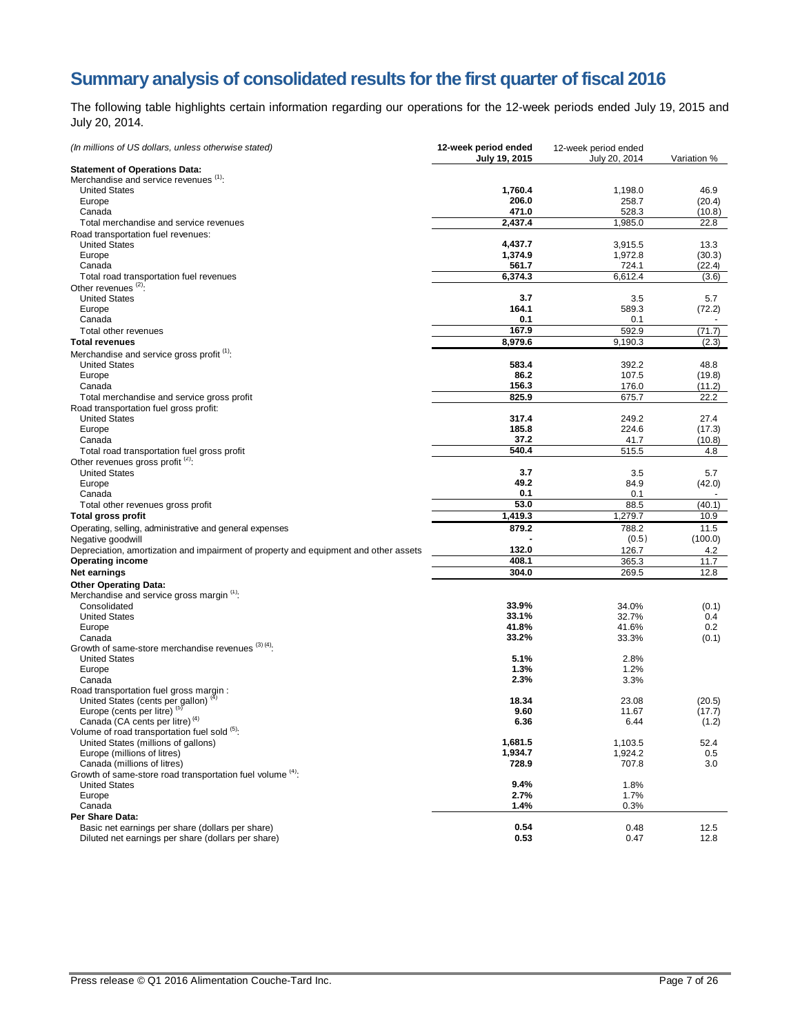# Summary analysis of consolidated results for the first quarter of fiscal 2016

The following table highlights certain information regarding our operations for the 12-week periods ended July 19, 2015 and July 20, 2014.

| *(In millions of US dollars, unless otherwise stated)* | **12-week period ended July 19, 2015** | 12-week period ended July 20, 2014 | Variation % |
|---|---|---|---|
| **Statement of Operations Data:** | | | |
| Merchandise and service revenues [(1)]: | | | |
| United States | **1,760.4** | 1,198.0 | 46.9 |
| Europe | **206.0** | 258.7 | (20.4) |
| Canada | **471.0** | 528.3 | (10.8) |
| Total merchandise and service revenues | **2,437.4** | 1,985.0 | 22.8 |
| Road transportation fuel revenues: | | | |
| United States | **4,437.7** | 3,915.5 | 13.3 |
| Europe | **1,374.9** | 1,972.8 | (30.3) |
| Canada | **561.7** | 724.1 | (22.4) |
| Total road transportation fuel revenues | **6,374.3** | 6,612.4 | (3.6) |
| Other revenues [(2)]: | | | |
| United States | **3.7** | 3.5 | 5.7 |
| Europe | **164.1** | 589.3 | (72.2) |
| Canada | **0.1** | 0.1 | - |
| Total other revenues | **167.9** | 592.9 | (71.7) |
| **Total revenues** | **8,979.6** | 9,190.3 | (2.3) |
| Merchandise and service gross profit [(1)]: | | | |
| United States | **583.4** | 392.2 | 48.8 |
| Europe | **86.2** | 107.5 | (19.8) |
| Canada | **156.3** | 176.0 | (11.2) |
| Total merchandise and service gross profit | **825.9** | 675.7 | 22.2 |
| Road transportation fuel gross profit: | | | |
| United States | **317.4** | 249.2 | 27.4 |
| Europe | **185.8** | 224.6 | (17.3) |
| Canada | **37.2** | 41.7 | (10.8) |
| Total road transportation fuel gross profit | **540.4** | 515.5 | 4.8 |
| Other revenues gross profit [(2)]: | | | |
| United States | **3.7** | 3.5 | 5.7 |
| Europe | **49.2** | 84.9 | (42.0) |
| Canada | **0.1** | 0.1 | - |
| Total other revenues gross profit | **53.0** | 88.5 | (40.1) |
| **Total gross profit** | **1,419.3** | 1,279.7 | 10.9 |
| Operating, selling, administrative and general expenses | **879.2** | 788.2 | 11.5 |
| Negative goodwill | **-** | (0.5) | (100.0) |
| Depreciation, amortization and impairment of property and equipment and other assets | **132.0** | 126.7 | 4.2 |
| **Operating income** | **408.1** | 365.3 | 11.7 |
| **Net earnings** | **304.0** | 269.5 | 12.8 |
| **Other Operating Data:** | | | |
| Merchandise and service gross margin [(1)]: | | | |
| Consolidated | **33.9%** | 34.0% | (0.1) |
| United States | **33.1%** | 32.7% | 0.4 |
| Europe | **41.8%** | 41.6% | 0.2 |
| Canada | **33.2%** | 33.3% | (0.1) |
| Growth of same-store merchandise revenues [(3) (4)]: | | | |
| United States | **5.1%** | 2.8% | |
| Europe | **1.3%** | 1.2% | |
| Canada | **2.3%** | 3.3% | |
| Road transportation fuel gross margin : | | | |
| United States (cents per gallon) [(4)] | **18.34** | 23.08 | (20.5) |
| Europe (cents per litre) [(5)] | **9.60** | 11.67 | (17.7) |
| Canada (CA cents per litre) [(4)] | **6.36** | 6.44 | (1.2) |
| Volume of road transportation fuel sold [(5)]: | | | |
| United States (millions of gallons) | **1,681.5** | 1,103.5 | 52.4 |
| Europe (millions of litres) | **1,934.7** | 1,924.2 | 0.5 |
| Canada (millions of litres) | **728.9** | 707.8 | 3.0 |
| Growth of same-store road transportation fuel volume [(4)]: | | | |
| United States | **9.4%** | 1.8% | |
| Europe | **2.7%** | 1.7% | |
| Canada | **1.4%** | 0.3% | |
| **Per Share Data:** | | | |
| Basic net earnings per share (dollars per share) | **0.54** | 0.48 | 12.5 |
| Diluted net earnings per share (dollars per share) | **0.53** | 0.47 | 12.8 |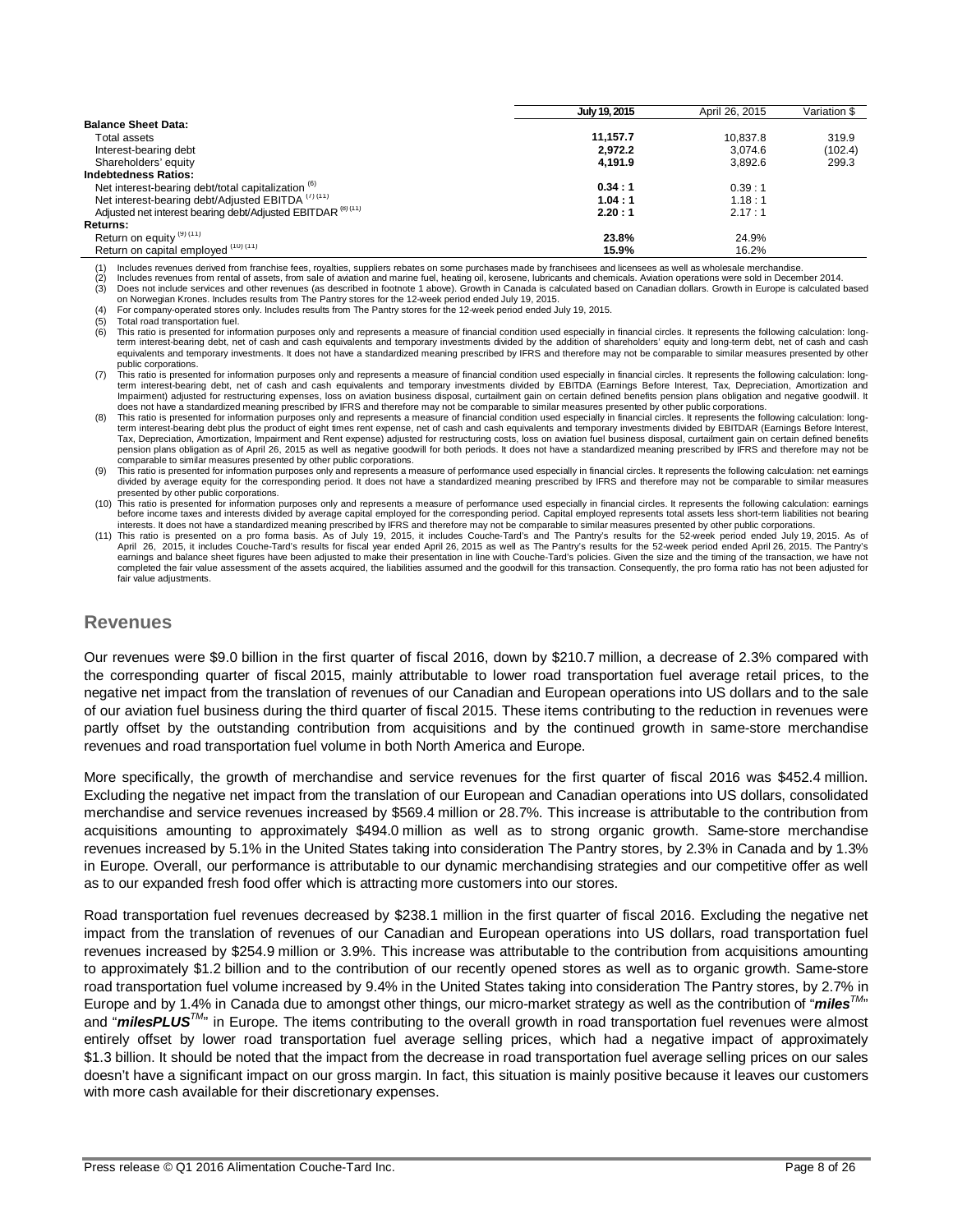| | July 19, 2015 | April 26, 2015 | Variation $ |
|---|---|---|---|
| **Balance Sheet Data:** | | | |
| Total assets | **11,157.7** | 10,837.8 | 319.9 |
| Interest-bearing debt | **2,972.2** | 3,074.6 | (102.4) |
| Shareholders' equity | **4,191.9** | 3,892.6 | 299.3 |
| **Indebtedness Ratios:** | | | |
| Net interest-bearing debt/total capitalization [(6)] | **0.34 : 1** | 0.39 : 1 | |
| Net interest-bearing debt/Adjusted EBITDA [(7) (11)] | **1.04 : 1** | 1.18 : 1 | |
| Adjusted net interest bearing debt/Adjusted EBITDAR [(8) (11)] | **2.20 : 1** | 2.17 : 1 | |
| **Returns:** | | | |
| Return on equity [(9) (11)] | **23.8%** | 24.9% | |
| Return on capital employed [(10) (11)] | **15.9%** | 16.2% | |

(1) Includes revenues derived from franchise fees, royalties, suppliers rebates on some purchases made by franchisees and licensees as well as wholesale merchandise.
(2) Includes revenues from rental of assets, from sale of aviation and marine fuel, heating oil, kerosene, lubricants and chemicals. Aviation operations were sold in December 2014.
(3) Does not include services and other revenues (as described in footnote 1 above). Growth in Canada is calculated based on Canadian dollars. Growth in Europe is calculated based on Norwegian Krones. Includes results from The Pantry stores for the 12-week period ended July 19, 2015.
(4) For company-operated stores only. Includes results from The Pantry stores for the 12-week period ended July 19, 2015.
(5) Total road transportation fuel.
(6) This ratio is presented for information purposes only and represents a measure of financial condition used especially in financial circles. It represents the following calculation: long-term interest-bearing debt, net of cash and cash equivalents and temporary investments divided by the addition of shareholders' equity and long-term debt, net of cash and cash equivalents and temporary investments. It does not have a standardized meaning prescribed by IFRS and therefore may not be comparable to similar measures presented by other public corporations.
(7) This ratio is presented for information purposes only and represents a measure of financial condition used especially in financial circles. It represents the following calculation: long-term interest-bearing debt, net of cash and cash equivalents and temporary investments divided by EBITDA (Earnings Before Interest, Tax, Depreciation, Amortization and Impairment) adjusted for restructuring expenses, loss on aviation business disposal, curtailment gain on certain defined benefits pension plans obligation and negative goodwill. It does not have a standardized meaning prescribed by IFRS and therefore may not be comparable to similar measures presented by other public corporations.
(8) This ratio is presented for information purposes only and represents a measure of financial condition used especially in financial circles. It represents the following calculation: long-term interest-bearing debt plus the product of eight times rent expense, net of cash and cash equivalents and temporary investments divided by EBITDAR (Earnings Before Interest, Tax, Depreciation, Amortization, Impairment and Rent expense) adjusted for restructuring costs, loss on aviation fuel business disposal, curtailment gain on certain defined benefits pension plans obligation as of April 26, 2015 as well as negative goodwill for both periods. It does not have a standardized meaning prescribed by IFRS and therefore may not be comparable to similar measures presented by other public corporations.
(9) This ratio is presented for information purposes only and represents a measure of performance used especially in financial circles. It represents the following calculation: net earnings divided by average equity for the corresponding period. It does not have a standardized meaning prescribed by IFRS and therefore may not be comparable to similar measures presented by other public corporations.
(10) This ratio is presented for information purposes only and represents a measure of performance used especially in financial circles. It represents the following calculation: earnings before income taxes and interests divided by average capital employed for the corresponding period. Capital employed represents total assets less short-term liabilities not bearing interests. It does not have a standardized meaning prescribed by IFRS and therefore may not be comparable to similar measures presented by other public corporations.
(11) This ratio is presented on a pro forma basis. As of July 19, 2015, it includes Couche-Tard's and The Pantry's results for the 52-week period ended July 19, 2015. As of April 26, 2015, it includes Couche-Tard's results for fiscal year ended April 26, 2015 as well as The Pantry's results for the 52-week period ended April 26, 2015. The Pantry's earnings and balance sheet figures have been adjusted to make their presentation in line with Couche-Tard's policies. Given the size and the timing of the transaction, we have not completed the fair value assessment of the assets acquired, the liabilities assumed and the goodwill for this transaction. Consequently, the pro forma ratio has not been adjusted for fair value adjustments.

## Revenues

Our revenues were $9.0 billion in the first quarter of fiscal 2016, down by $210.7 million, a decrease of 2.3% compared with the corresponding quarter of fiscal 2015, mainly attributable to lower road transportation fuel average retail prices, to the negative net impact from the translation of revenues of our Canadian and European operations into US dollars and to the sale of our aviation fuel business during the third quarter of fiscal 2015. These items contributing to the reduction in revenues were partly offset by the outstanding contribution from acquisitions and by the continued growth in same-store merchandise revenues and road transportation fuel volume in both North America and Europe.

More specifically, the growth of merchandise and service revenues for the first quarter of fiscal 2016 was $452.4 million. Excluding the negative net impact from the translation of our European and Canadian operations into US dollars, consolidated merchandise and service revenues increased by $569.4 million or 28.7%. This increase is attributable to the contribution from acquisitions amounting to approximately $494.0 million as well as to strong organic growth. Same-store merchandise revenues increased by 5.1% in the United States taking into consideration The Pantry stores, by 2.3% in Canada and by 1.3% in Europe. Overall, our performance is attributable to our dynamic merchandising strategies and our competitive offer as well as to our expanded fresh food offer which is attracting more customers into our stores.

Road transportation fuel revenues decreased by $238.1 million in the first quarter of fiscal 2016. Excluding the negative net impact from the translation of revenues of our Canadian and European operations into US dollars, road transportation fuel revenues increased by $254.9 million or 3.9%. This increase was attributable to the contribution from acquisitions amounting to approximately $1.2 billion and to the contribution of our recently opened stores as well as to organic growth. Same-store road transportation fuel volume increased by 9.4% in the United States taking into consideration The Pantry stores, by 2.7% in Europe and by 1.4% in Canada due to amongst other things, our micro-market strategy as well as the contribution of "***miles***™" and "***milesPLUS***™" in Europe. The items contributing to the overall growth in road transportation fuel revenues were almost entirely offset by lower road transportation fuel average selling prices, which had a negative impact of approximately $1.3 billion. It should be noted that the impact from the decrease in road transportation fuel average selling prices on our sales doesn't have a significant impact on our gross margin. In fact, this situation is mainly positive because it leaves our customers with more cash available for their discretionary expenses.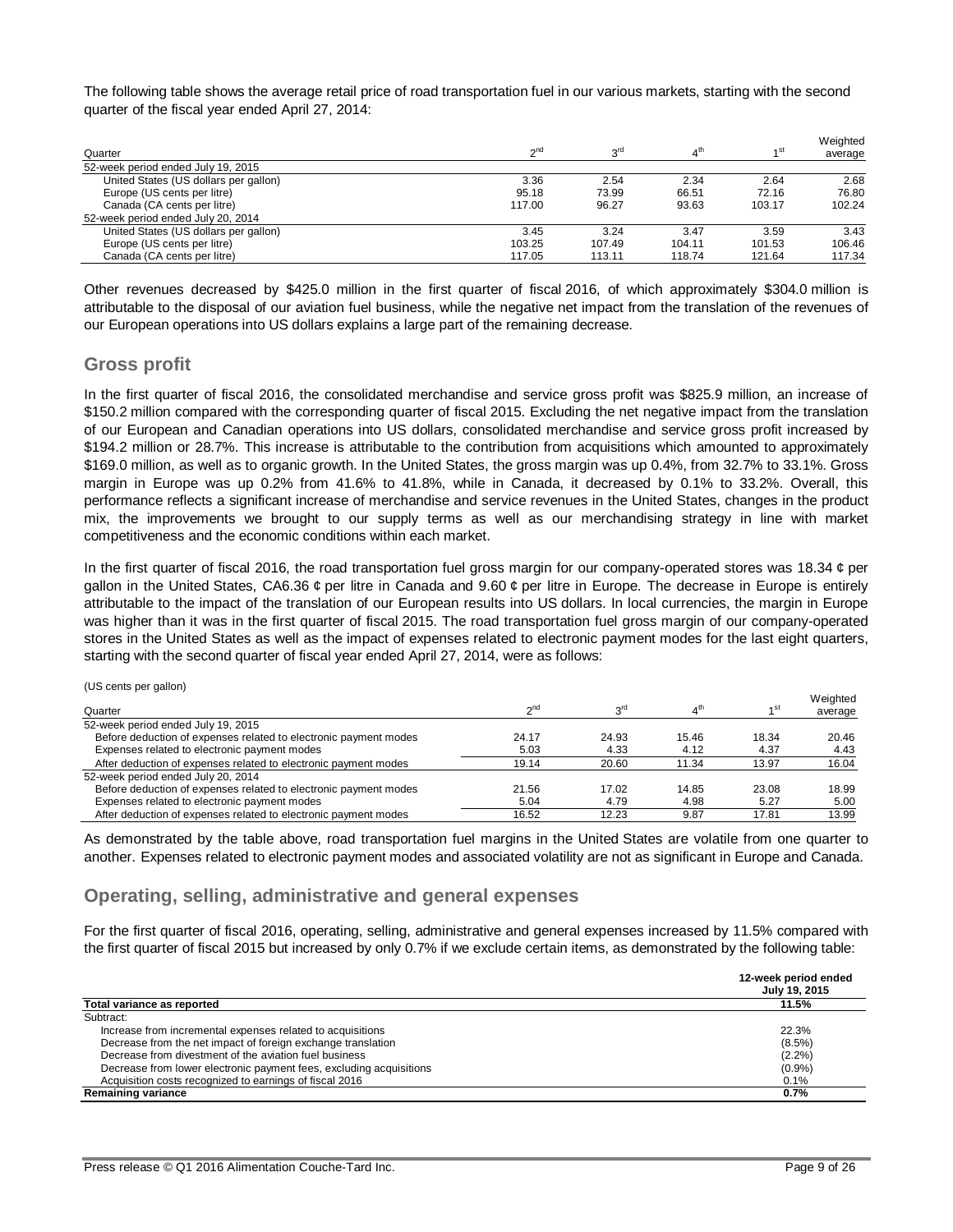The following table shows the average retail price of road transportation fuel in our various markets, starting with the second quarter of the fiscal year ended April 27, 2014:

| Quarter | 2nd | 3rd | 4th | 1st | Weighted average |
|---|---|---|---|---|---|
| 52-week period ended July 19, 2015 | | | | | |
| United States (US dollars per gallon) | 3.36 | 2.54 | 2.34 | 2.64 | 2.68 |
| Europe (US cents per litre) | 95.18 | 73.99 | 66.51 | 72.16 | 76.80 |
| Canada (CA cents per litre) | 117.00 | 96.27 | 93.63 | 103.17 | 102.24 |
| 52-week period ended July 20, 2014 | | | | | |
| United States (US dollars per gallon) | 3.45 | 3.24 | 3.47 | 3.59 | 3.43 |
| Europe (US cents per litre) | 103.25 | 107.49 | 104.11 | 101.53 | 106.46 |
| Canada (CA cents per litre) | 117.05 | 113.11 | 118.74 | 121.64 | 117.34 |

Other revenues decreased by $425.0 million in the first quarter of fiscal 2016, of which approximately $304.0 million is attributable to the disposal of our aviation fuel business, while the negative net impact from the translation of the revenues of our European operations into US dollars explains a large part of the remaining decrease.

## Gross profit

In the first quarter of fiscal 2016, the consolidated merchandise and service gross profit was $825.9 million, an increase of $150.2 million compared with the corresponding quarter of fiscal 2015. Excluding the net negative impact from the translation of our European and Canadian operations into US dollars, consolidated merchandise and service gross profit increased by $194.2 million or 28.7%. This increase is attributable to the contribution from acquisitions which amounted to approximately $169.0 million, as well as to organic growth. In the United States, the gross margin was up 0.4%, from 32.7% to 33.1%. Gross margin in Europe was up 0.2% from 41.6% to 41.8%, while in Canada, it decreased by 0.1% to 33.2%. Overall, this performance reflects a significant increase of merchandise and service revenues in the United States, changes in the product mix, the improvements we brought to our supply terms as well as our merchandising strategy in line with market competitiveness and the economic conditions within each market.

In the first quarter of fiscal 2016, the road transportation fuel gross margin for our company-operated stores was 18.34 ¢ per gallon in the United States, CA6.36 ¢ per litre in Canada and 9.60 ¢ per litre in Europe. The decrease in Europe is entirely attributable to the impact of the translation of our European results into US dollars. In local currencies, the margin in Europe was higher than it was in the first quarter of fiscal 2015. The road transportation fuel gross margin of our company-operated stores in the United States as well as the impact of expenses related to electronic payment modes for the last eight quarters, starting with the second quarter of fiscal year ended April 27, 2014, were as follows:

(US cents per gallon)

| Quarter | 2nd | 3rd | 4th | 1st | Weighted average |
|---|---|---|---|---|---|
| 52-week period ended July 19, 2015 | | | | | |
| Before deduction of expenses related to electronic payment modes | 24.17 | 24.93 | 15.46 | 18.34 | 20.46 |
| Expenses related to electronic payment modes | 5.03 | 4.33 | 4.12 | 4.37 | 4.43 |
| After deduction of expenses related to electronic payment modes | 19.14 | 20.60 | 11.34 | 13.97 | 16.04 |
| 52-week period ended July 20, 2014 | | | | | |
| Before deduction of expenses related to electronic payment modes | 21.56 | 17.02 | 14.85 | 23.08 | 18.99 |
| Expenses related to electronic payment modes | 5.04 | 4.79 | 4.98 | 5.27 | 5.00 |
| After deduction of expenses related to electronic payment modes | 16.52 | 12.23 | 9.87 | 17.81 | 13.99 |

As demonstrated by the table above, road transportation fuel margins in the United States are volatile from one quarter to another. Expenses related to electronic payment modes and associated volatility are not as significant in Europe and Canada.

## Operating, selling, administrative and general expenses

For the first quarter of fiscal 2016, operating, selling, administrative and general expenses increased by 11.5% compared with the first quarter of fiscal 2015 but increased by only 0.7% if we exclude certain items, as demonstrated by the following table:

| | 12-week period ended July 19, 2015 |
|---|---|
| **Total variance as reported** | **11.5%** |
| Subtract: | |
| Increase from incremental expenses related to acquisitions | 22.3% |
| Decrease from the net impact of foreign exchange translation | (8.5%) |
| Decrease from divestment of the aviation fuel business | (2.2%) |
| Decrease from lower electronic payment fees, excluding acquisitions | (0.9%) |
| Acquisition costs recognized to earnings of fiscal 2016 | 0.1% |
| **Remaining variance** | **0.7%** |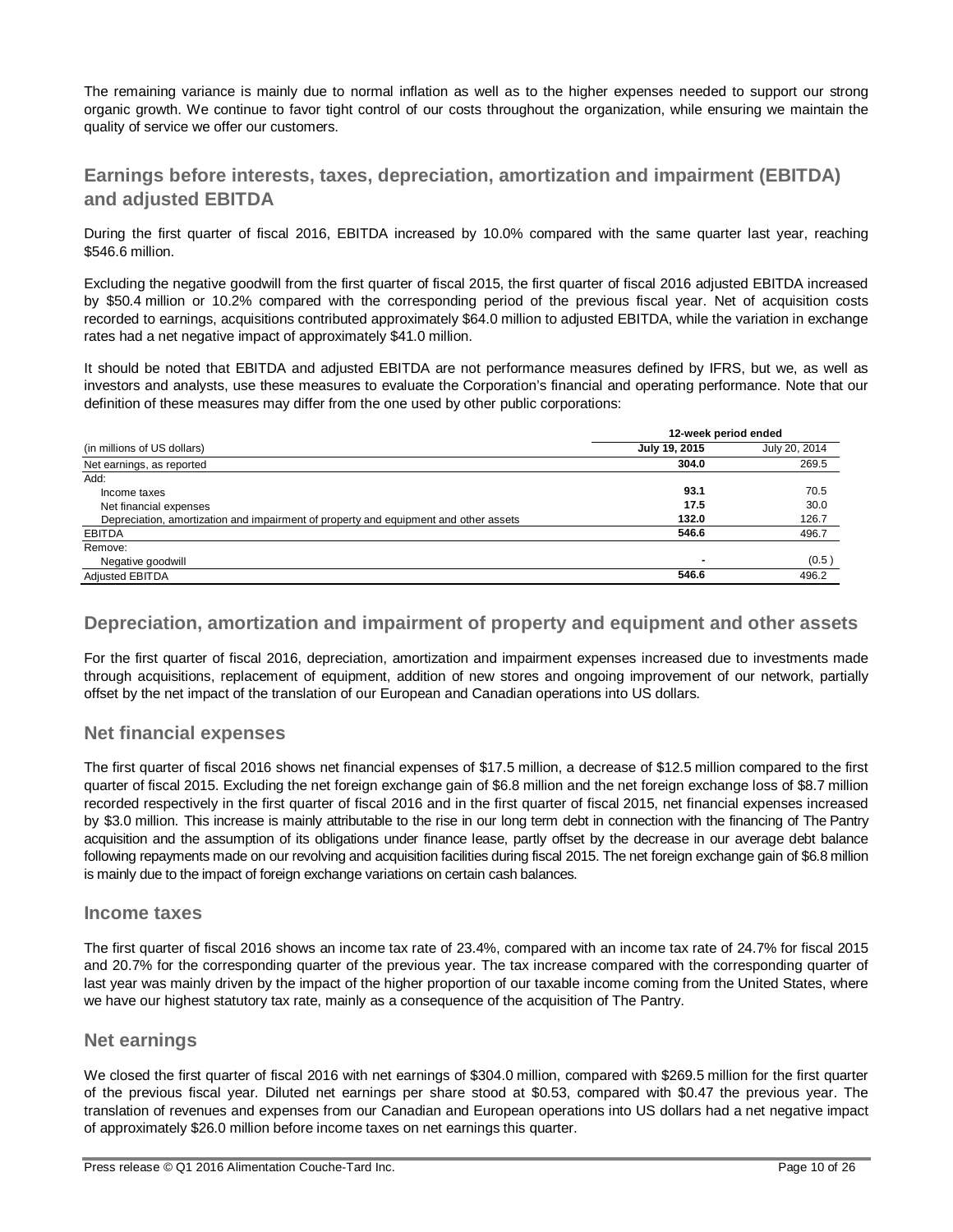The remaining variance is mainly due to normal inflation as well as to the higher expenses needed to support our strong organic growth. We continue to favor tight control of our costs throughout the organization, while ensuring we maintain the quality of service we offer our customers.

## Earnings before interests, taxes, depreciation, amortization and impairment (EBITDA) and adjusted EBITDA

During the first quarter of fiscal 2016, EBITDA increased by 10.0% compared with the same quarter last year, reaching $546.6 million.

Excluding the negative goodwill from the first quarter of fiscal 2015, the first quarter of fiscal 2016 adjusted EBITDA increased by $50.4 million or 10.2% compared with the corresponding period of the previous fiscal year. Net of acquisition costs recorded to earnings, acquisitions contributed approximately $64.0 million to adjusted EBITDA, while the variation in exchange rates had a net negative impact of approximately $41.0 million.

It should be noted that EBITDA and adjusted EBITDA are not performance measures defined by IFRS, but we, as well as investors and analysts, use these measures to evaluate the Corporation's financial and operating performance. Note that our definition of these measures may differ from the one used by other public corporations:

| | **12-week period ended** | |
|---|---|---|
| (in millions of US dollars) | **July 19, 2015** | July 20, 2014 |
| Net earnings, as reported | **304.0** | 269.5 |
| Add: | | |
| Income taxes | **93.1** | 70.5 |
| Net financial expenses | **17.5** | 30.0 |
| Depreciation, amortization and impairment of property and equipment and other assets | **132.0** | 126.7 |
| EBITDA | **546.6** | 496.7 |
| Remove: | | |
| Negative goodwill | **-** | (0.5 ) |
| Adjusted EBITDA | **546.6** | 496.2 |

## Depreciation, amortization and impairment of property and equipment and other assets

For the first quarter of fiscal 2016, depreciation, amortization and impairment expenses increased due to investments made through acquisitions, replacement of equipment, addition of new stores and ongoing improvement of our network, partially offset by the net impact of the translation of our European and Canadian operations into US dollars.

## Net financial expenses

The first quarter of fiscal 2016 shows net financial expenses of $17.5 million, a decrease of $12.5 million compared to the first quarter of fiscal 2015. Excluding the net foreign exchange gain of $6.8 million and the net foreign exchange loss of $8.7 million recorded respectively in the first quarter of fiscal 2016 and in the first quarter of fiscal 2015, net financial expenses increased by $3.0 million. This increase is mainly attributable to the rise in our long term debt in connection with the financing of The Pantry acquisition and the assumption of its obligations under finance lease, partly offset by the decrease in our average debt balance following repayments made on our revolving and acquisition facilities during fiscal 2015. The net foreign exchange gain of $6.8 million is mainly due to the impact of foreign exchange variations on certain cash balances.

## Income taxes

The first quarter of fiscal 2016 shows an income tax rate of 23.4%, compared with an income tax rate of 24.7% for fiscal 2015 and 20.7% for the corresponding quarter of the previous year. The tax increase compared with the corresponding quarter of last year was mainly driven by the impact of the higher proportion of our taxable income coming from the United States, where we have our highest statutory tax rate, mainly as a consequence of the acquisition of The Pantry.

## Net earnings

We closed the first quarter of fiscal 2016 with net earnings of $304.0 million, compared with $269.5 million for the first quarter of the previous fiscal year. Diluted net earnings per share stood at $0.53, compared with $0.47 the previous year. The translation of revenues and expenses from our Canadian and European operations into US dollars had a net negative impact of approximately $26.0 million before income taxes on net earnings this quarter.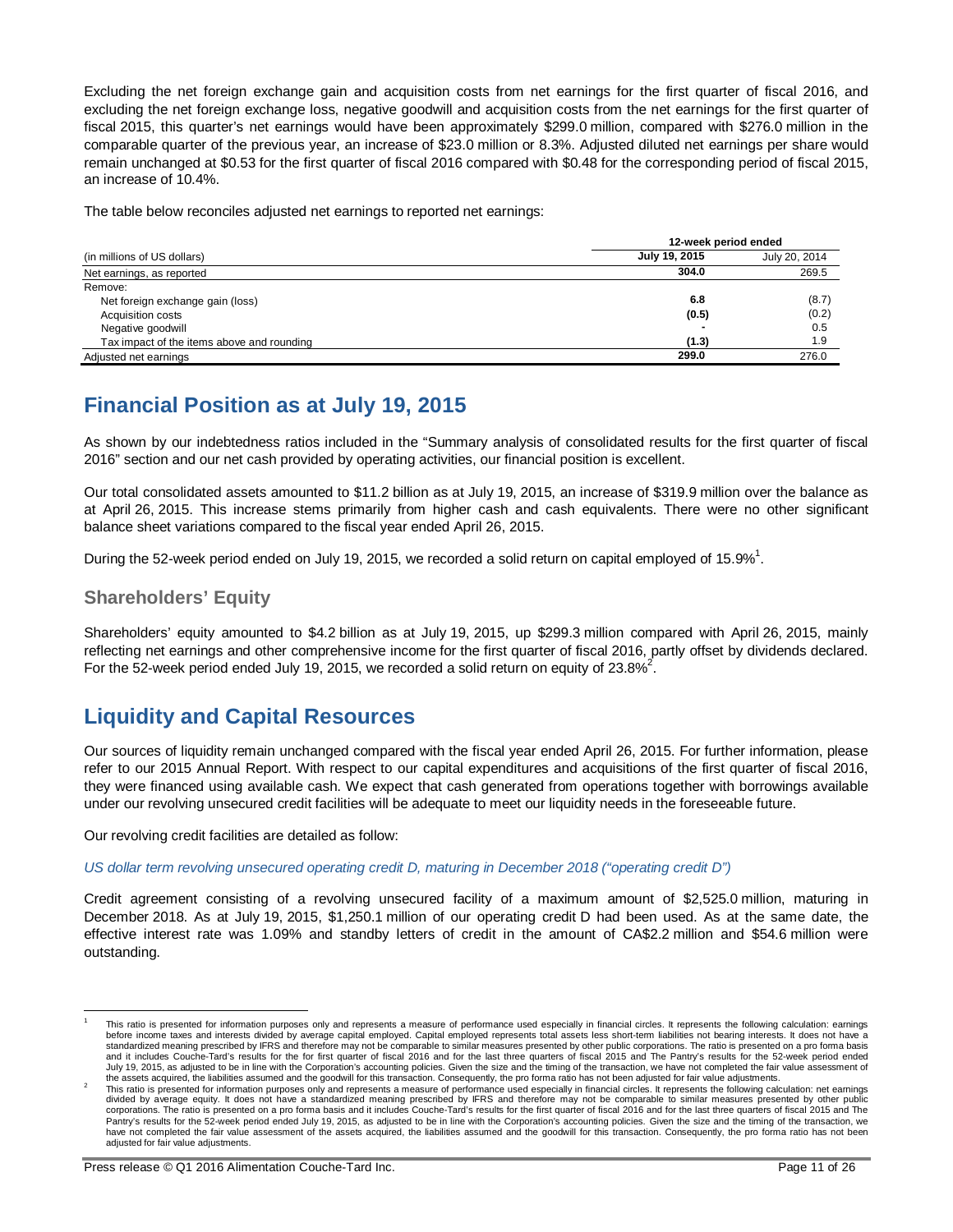Excluding the net foreign exchange gain and acquisition costs from net earnings for the first quarter of fiscal 2016, and excluding the net foreign exchange loss, negative goodwill and acquisition costs from the net earnings for the first quarter of fiscal 2015, this quarter's net earnings would have been approximately $299.0 million, compared with $276.0 million in the comparable quarter of the previous year, an increase of $23.0 million or 8.3%. Adjusted diluted net earnings per share would remain unchanged at $0.53 for the first quarter of fiscal 2016 compared with $0.48 for the corresponding period of fiscal 2015, an increase of 10.4%.

The table below reconciles adjusted net earnings to reported net earnings:

| | 12-week period ended | |
|---|---|---|
| (in millions of US dollars) | **July 19, 2015** | July 20, 2014 |
| Net earnings, as reported | **304.0** | 269.5 |
| Remove: | | |
| Net foreign exchange gain (loss) | **6.8** | (8.7) |
| Acquisition costs | **(0.5)** | (0.2) |
| Negative goodwill | **-** | 0.5 |
| Tax impact of the items above and rounding | **(1.3)** | 1.9 |
| Adjusted net earnings | **299.0** | 276.0 |

# Financial Position as at July 19, 2015

As shown by our indebtedness ratios included in the "Summary analysis of consolidated results for the first quarter of fiscal 2016" section and our net cash provided by operating activities, our financial position is excellent.

Our total consolidated assets amounted to $11.2 billion as at July 19, 2015, an increase of $319.9 million over the balance as at April 26, 2015. This increase stems primarily from higher cash and cash equivalents. There were no other significant balance sheet variations compared to the fiscal year ended April 26, 2015.

During the 52-week period ended on July 19, 2015, we recorded a solid return on capital employed of 15.9%[1].

## Shareholders' Equity

Shareholders' equity amounted to $4.2 billion as at July 19, 2015, up $299.3 million compared with April 26, 2015, mainly reflecting net earnings and other comprehensive income for the first quarter of fiscal 2016, partly offset by dividends declared. For the 52-week period ended July 19, 2015, we recorded a solid return on equity of 23.8%[2].

# Liquidity and Capital Resources

Our sources of liquidity remain unchanged compared with the fiscal year ended April 26, 2015. For further information, please refer to our 2015 Annual Report. With respect to our capital expenditures and acquisitions of the first quarter of fiscal 2016, they were financed using available cash. We expect that cash generated from operations together with borrowings available under our revolving unsecured credit facilities will be adequate to meet our liquidity needs in the foreseeable future.

Our revolving credit facilities are detailed as follow:

*US dollar term revolving unsecured operating credit D, maturing in December 2018 ("operating credit D")*

Credit agreement consisting of a revolving unsecured facility of a maximum amount of $2,525.0 million, maturing in December 2018. As at July 19, 2015, $1,250.1 million of our operating credit D had been used. As at the same date, the effective interest rate was 1.09% and standby letters of credit in the amount of CA$2.2 million and $54.6 million were outstanding.

---

[1] This ratio is presented for information purposes only and represents a measure of performance used especially in financial circles. It represents the following calculation: earnings before income taxes and interests divided by average capital employed. Capital employed represents total assets less short-term liabilities not bearing interests. It does not have a standardized meaning prescribed by IFRS and therefore may not be comparable to similar measures presented by other public corporations. The ratio is presented on a pro forma basis and it includes Couche-Tard's results for the for first quarter of fiscal 2016 and for the last three quarters of fiscal 2015 and The Pantry's results for the 52-week period ended July 19, 2015, as adjusted to be in line with the Corporation's accounting policies. Given the size and the timing of the transaction, we have not completed the fair value assessment of the assets acquired, the liabilities assumed and the goodwill for this transaction. Consequently, the pro forma ratio has not been adjusted for fair value adjustments.

[2] This ratio is presented for information purposes only and represents a measure of performance used especially in financial circles. It represents the following calculation: net earnings divided by average equity. It does not have a standardized meaning prescribed by IFRS and therefore may not be comparable to similar measures presented by other public corporations. The ratio is presented on a pro forma basis and it includes Couche-Tard's results for the first quarter of fiscal 2016 and for the last three quarters of fiscal 2015 and The Pantry's results for the 52-week period ended July 19, 2015, as adjusted to be in line with the Corporation's accounting policies. Given the size and the timing of the transaction, we have not completed the fair value assessment of the assets acquired, the liabilities assumed and the goodwill for this transaction. Consequently, the pro forma ratio has not been adjusted for fair value adjustments.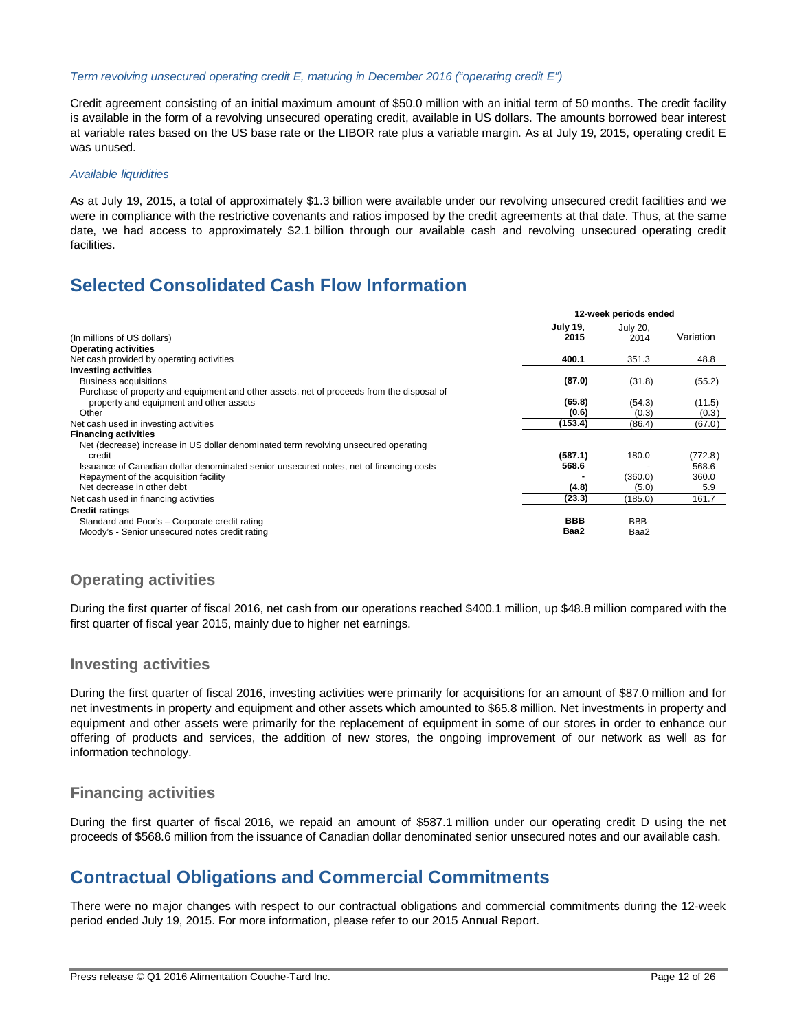*Term revolving unsecured operating credit E, maturing in December 2016 (“operating credit E”)*

Credit agreement consisting of an initial maximum amount of $50.0 million with an initial term of 50 months. The credit facility is available in the form of a revolving unsecured operating credit, available in US dollars. The amounts borrowed bear interest at variable rates based on the US base rate or the LIBOR rate plus a variable margin. As at July 19, 2015, operating credit E was unused.

*Available liquidities*

As at July 19, 2015, a total of approximately $1.3 billion were available under our revolving unsecured credit facilities and we were in compliance with the restrictive covenants and ratios imposed by the credit agreements at that date. Thus, at the same date, we had access to approximately $2.1 billion through our available cash and revolving unsecured operating credit facilities.

# Selected Consolidated Cash Flow Information

| | 12-week periods ended | | |
|---|---|---|---|
| (In millions of US dollars) | **July 19, 2015** | July 20, 2014 | Variation |
| **Operating activities** | | | |
| Net cash provided by operating activities | **400.1** | 351.3 | 48.8 |
| **Investing activities** | | | |
| Business acquisitions | **(87.0)** | (31.8) | (55.2) |
| Purchase of property and equipment and other assets, net of proceeds from the disposal of property and equipment and other assets | **(65.8)** | (54.3) | (11.5) |
| Other | **(0.6)** | (0.3) | (0.3) |
| Net cash used in investing activities | **(153.4)** | (86.4) | (67.0) |
| **Financing activities** | | | |
| Net (decrease) increase in US dollar denominated term revolving unsecured operating credit | **(587.1)** | 180.0 | (772.8) |
| Issuance of Canadian dollar denominated senior unsecured notes, net of financing costs | **568.6** | - | 568.6 |
| Repayment of the acquisition facility | **-** | (360.0) | 360.0 |
| Net decrease in other debt | **(4.8)** | (5.0) | 5.9 |
| Net cash used in financing activities | **(23.3)** | (185.0) | 161.7 |
| **Credit ratings** | | | |
| Standard and Poor's – Corporate credit rating | **BBB** | BBB- | |
| Moody's - Senior unsecured notes credit rating | **Baa2** | Baa2 | |

## Operating activities

During the first quarter of fiscal 2016, net cash from our operations reached $400.1 million, up $48.8 million compared with the first quarter of fiscal year 2015, mainly due to higher net earnings.

## Investing activities

During the first quarter of fiscal 2016, investing activities were primarily for acquisitions for an amount of $87.0 million and for net investments in property and equipment and other assets which amounted to $65.8 million. Net investments in property and equipment and other assets were primarily for the replacement of equipment in some of our stores in order to enhance our offering of products and services, the addition of new stores, the ongoing improvement of our network as well as for information technology.

## Financing activities

During the first quarter of fiscal 2016, we repaid an amount of $587.1 million under our operating credit D using the net proceeds of $568.6 million from the issuance of Canadian dollar denominated senior unsecured notes and our available cash.

# Contractual Obligations and Commercial Commitments

There were no major changes with respect to our contractual obligations and commercial commitments during the 12-week period ended July 19, 2015. For more information, please refer to our 2015 Annual Report.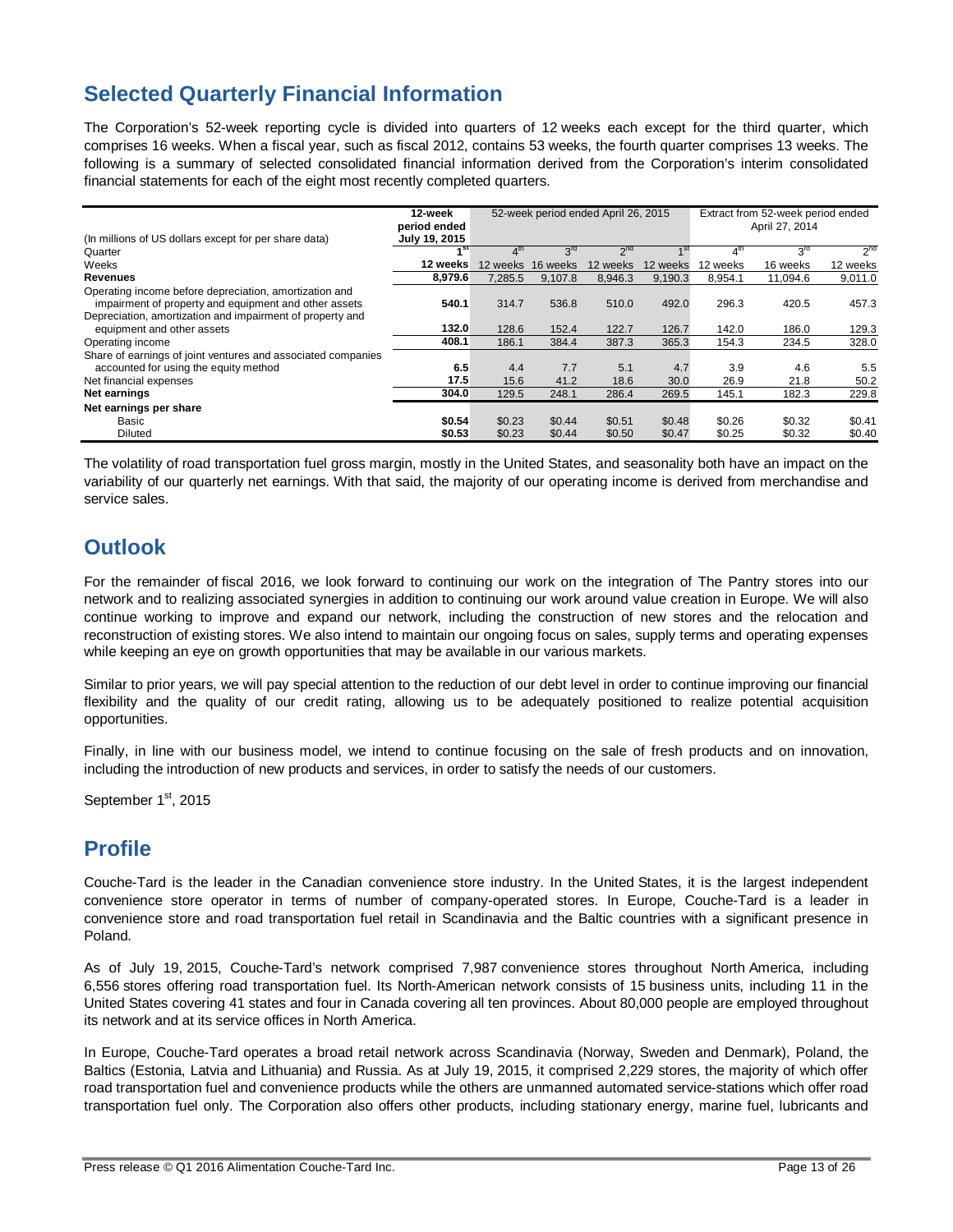## Selected Quarterly Financial Information

The Corporation's 52-week reporting cycle is divided into quarters of 12 weeks each except for the third quarter, which comprises 16 weeks. When a fiscal year, such as fiscal 2012, contains 53 weeks, the fourth quarter comprises 13 weeks. The following is a summary of selected consolidated financial information derived from the Corporation's interim consolidated financial statements for each of the eight most recently completed quarters.

| (In millions of US dollars except for per share data) | 12-week period ended July 19, 2015 | 52-week period ended April 26, 2015 | | | | Extract from 52-week period ended April 27, 2014 | | |
|---|---|---|---|---|---|---|---|---|
| Quarter | 1st | 4th | 3rd | 2nd | 1st | 4th | 3rd | 2nd |
| Weeks | 12 weeks | 12 weeks | 16 weeks | 12 weeks | 12 weeks | 12 weeks | 16 weeks | 12 weeks |
| **Revenues** | 8,979.6 | 7,285.5 | 9,107.8 | 8,946.3 | 9,190.3 | 8,954.1 | 11,094.6 | 9,011.0 |
| Operating income before depreciation, amortization and impairment of property and equipment and other assets | 540.1 | 314.7 | 536.8 | 510.0 | 492.0 | 296.3 | 420.5 | 457.3 |
| Depreciation, amortization and impairment of property and equipment and other assets | 132.0 | 128.6 | 152.4 | 122.7 | 126.7 | 142.0 | 186.0 | 129.3 |
| Operating income | 408.1 | 186.1 | 384.4 | 387.3 | 365.3 | 154.3 | 234.5 | 328.0 |
| Share of earnings of joint ventures and associated companies accounted for using the equity method | 6.5 | 4.4 | 7.7 | 5.1 | 4.7 | 3.9 | 4.6 | 5.5 |
| Net financial expenses | 17.5 | 15.6 | 41.2 | 18.6 | 30.0 | 26.9 | 21.8 | 50.2 |
| **Net earnings** | 304.0 | 129.5 | 248.1 | 286.4 | 269.5 | 145.1 | 182.3 | 229.8 |
| **Net earnings per share** | | | | | | | | |
| Basic | $0.54 | $0.23 | $0.44 | $0.51 | $0.48 | $0.26 | $0.32 | $0.41 |
| Diluted | $0.53 | $0.23 | $0.44 | $0.50 | $0.47 | $0.25 | $0.32 | $0.40 |

The volatility of road transportation fuel gross margin, mostly in the United States, and seasonality both have an impact on the variability of our quarterly net earnings. With that said, the majority of our operating income is derived from merchandise and service sales.

## Outlook

For the remainder of fiscal 2016, we look forward to continuing our work on the integration of The Pantry stores into our network and to realizing associated synergies in addition to continuing our work around value creation in Europe. We will also continue working to improve and expand our network, including the construction of new stores and the relocation and reconstruction of existing stores. We also intend to maintain our ongoing focus on sales, supply terms and operating expenses while keeping an eye on growth opportunities that may be available in our various markets.

Similar to prior years, we will pay special attention to the reduction of our debt level in order to continue improving our financial flexibility and the quality of our credit rating, allowing us to be adequately positioned to realize potential acquisition opportunities.

Finally, in line with our business model, we intend to continue focusing on the sale of fresh products and on innovation, including the introduction of new products and services, in order to satisfy the needs of our customers.

September 1st, 2015

## Profile

Couche-Tard is the leader in the Canadian convenience store industry. In the United States, it is the largest independent convenience store operator in terms of number of company-operated stores. In Europe, Couche-Tard is a leader in convenience store and road transportation fuel retail in Scandinavia and the Baltic countries with a significant presence in Poland.

As of July 19, 2015, Couche-Tard's network comprised 7,987 convenience stores throughout North America, including 6,556 stores offering road transportation fuel. Its North-American network consists of 15 business units, including 11 in the United States covering 41 states and four in Canada covering all ten provinces. About 80,000 people are employed throughout its network and at its service offices in North America.

In Europe, Couche-Tard operates a broad retail network across Scandinavia (Norway, Sweden and Denmark), Poland, the Baltics (Estonia, Latvia and Lithuania) and Russia. As at July 19, 2015, it comprised 2,229 stores, the majority of which offer road transportation fuel and convenience products while the others are unmanned automated service-stations which offer road transportation fuel only. The Corporation also offers other products, including stationary energy, marine fuel, lubricants and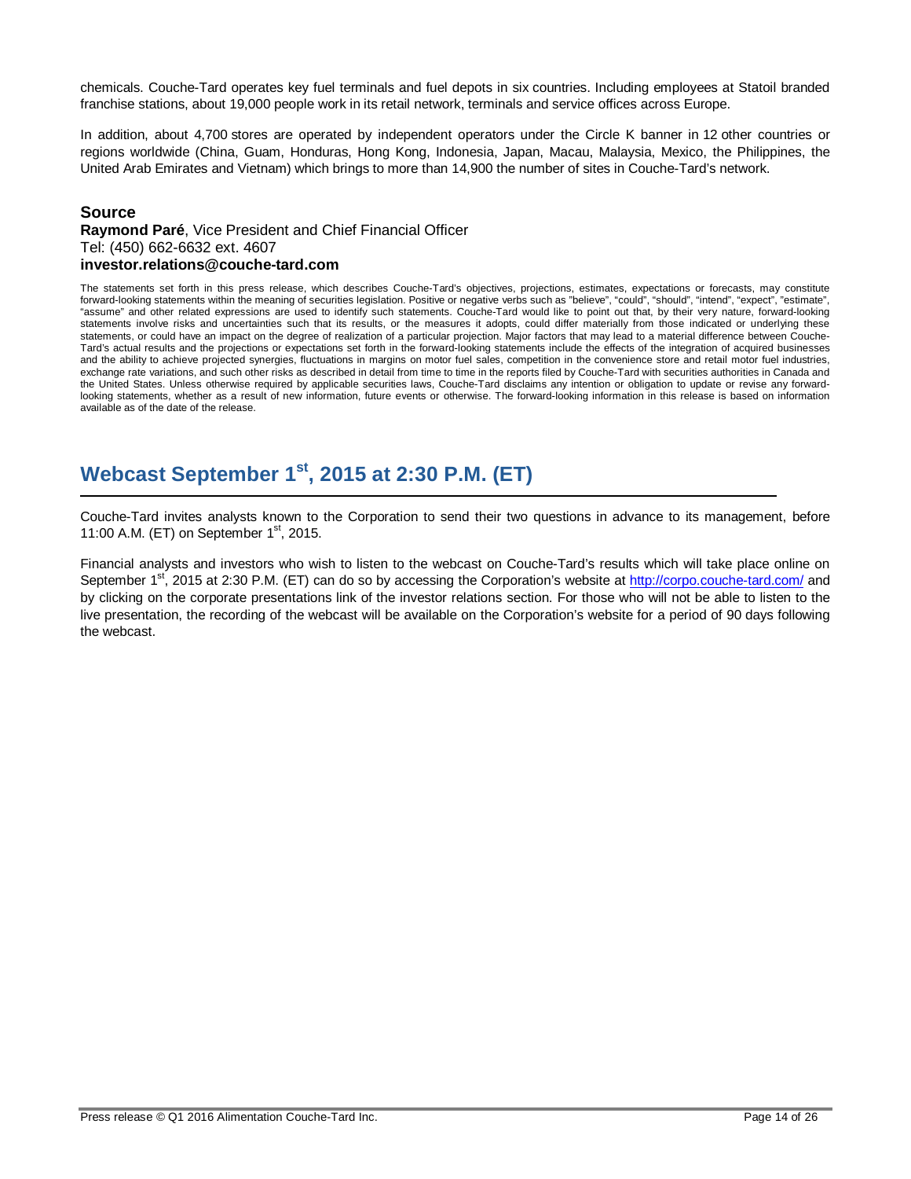chemicals. Couche-Tard operates key fuel terminals and fuel depots in six countries. Including employees at Statoil branded franchise stations, about 19,000 people work in its retail network, terminals and service offices across Europe.

In addition, about 4,700 stores are operated by independent operators under the Circle K banner in 12 other countries or regions worldwide (China, Guam, Honduras, Hong Kong, Indonesia, Japan, Macau, Malaysia, Mexico, the Philippines, the United Arab Emirates and Vietnam) which brings to more than 14,900 the number of sites in Couche-Tard's network.

### Source

**Raymond Paré**, Vice President and Chief Financial Officer
Tel: (450) 662-6632 ext. 4607
**investor.relations@couche-tard.com**

The statements set forth in this press release, which describes Couche-Tard's objectives, projections, estimates, expectations or forecasts, may constitute forward-looking statements within the meaning of securities legislation. Positive or negative verbs such as "believe", "could", "should", "intend", "expect", "estimate", "assume" and other related expressions are used to identify such statements. Couche-Tard would like to point out that, by their very nature, forward-looking statements involve risks and uncertainties such that its results, or the measures it adopts, could differ materially from those indicated or underlying these statements, or could have an impact on the degree of realization of a particular projection. Major factors that may lead to a material difference between Couche-Tard's actual results and the projections or expectations set forth in the forward-looking statements include the effects of the integration of acquired businesses and the ability to achieve projected synergies, fluctuations in margins on motor fuel sales, competition in the convenience store and retail motor fuel industries, exchange rate variations, and such other risks as described in detail from time to time in the reports filed by Couche-Tard with securities authorities in Canada and the United States. Unless otherwise required by applicable securities laws, Couche-Tard disclaims any intention or obligation to update or revise any forward-looking statements, whether as a result of new information, future events or otherwise. The forward-looking information in this release is based on information available as of the date of the release.

## Webcast September 1st, 2015 at 2:30 P.M. (ET)

Couche-Tard invites analysts known to the Corporation to send their two questions in advance to its management, before 11:00 A.M. (ET) on September 1st, 2015.

Financial analysts and investors who wish to listen to the webcast on Couche-Tard's results which will take place online on September 1st, 2015 at 2:30 P.M. (ET) can do so by accessing the Corporation's website at http://corpo.couche-tard.com/ and by clicking on the corporate presentations link of the investor relations section. For those who will not be able to listen to the live presentation, the recording of the webcast will be available on the Corporation's website for a period of 90 days following the webcast.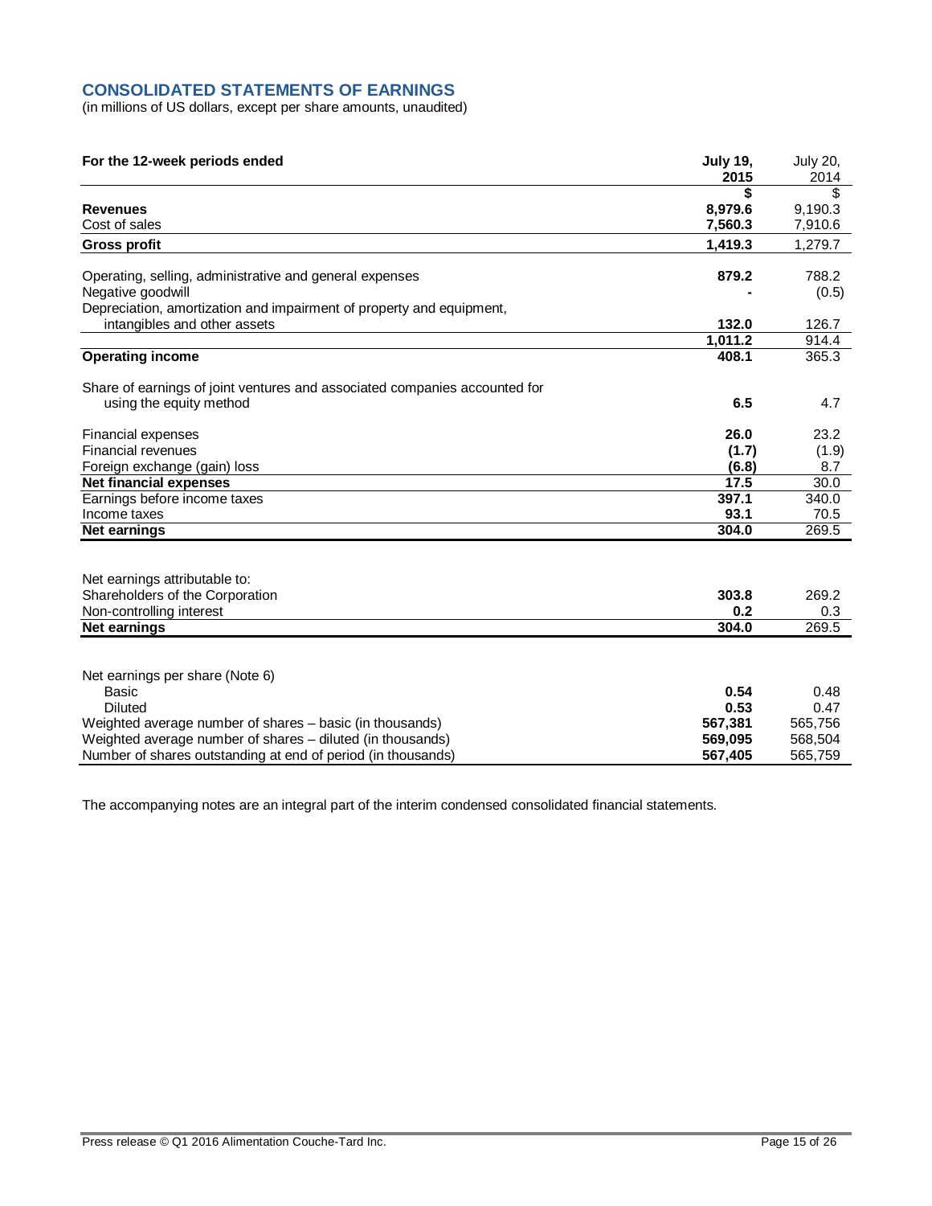## CONSOLIDATED STATEMENTS OF EARNINGS

(in millions of US dollars, except per share amounts, unaudited)

| For the 12-week periods ended | July 19, 2015 | July 20, 2014 |
|---|---|---|
| | $ | $ |
| **Revenues** | **8,979.6** | 9,190.3 |
| Cost of sales | **7,560.3** | 7,910.6 |
| **Gross profit** | **1,419.3** | 1,279.7 |
| | | |
| Operating, selling, administrative and general expenses | **879.2** | 788.2 |
| Negative goodwill | **-** | (0.5) |
| Depreciation, amortization and impairment of property and equipment, intangibles and other assets | **132.0** | 126.7 |
| | **1,011.2** | 914.4 |
| **Operating income** | **408.1** | 365.3 |
| | | |
| Share of earnings of joint ventures and associated companies accounted for using the equity method | **6.5** | 4.7 |
| | | |
| Financial expenses | **26.0** | 23.2 |
| Financial revenues | **(1.7)** | (1.9) |
| Foreign exchange (gain) loss | **(6.8)** | 8.7 |
| **Net financial expenses** | **17.5** | 30.0 |
| Earnings before income taxes | **397.1** | 340.0 |
| Income taxes | **93.1** | 70.5 |
| **Net earnings** | **304.0** | 269.5 |
| | | |
| Net earnings attributable to: | | |
| Shareholders of the Corporation | **303.8** | 269.2 |
| Non-controlling interest | **0.2** | 0.3 |
| **Net earnings** | **304.0** | 269.5 |
| | | |
| Net earnings per share (Note 6) | | |
| Basic | **0.54** | 0.48 |
| Diluted | **0.53** | 0.47 |
| Weighted average number of shares – basic (in thousands) | **567,381** | 565,756 |
| Weighted average number of shares – diluted (in thousands) | **569,095** | 568,504 |
| Number of shares outstanding at end of period (in thousands) | **567,405** | 565,759 |

The accompanying notes are an integral part of the interim condensed consolidated financial statements.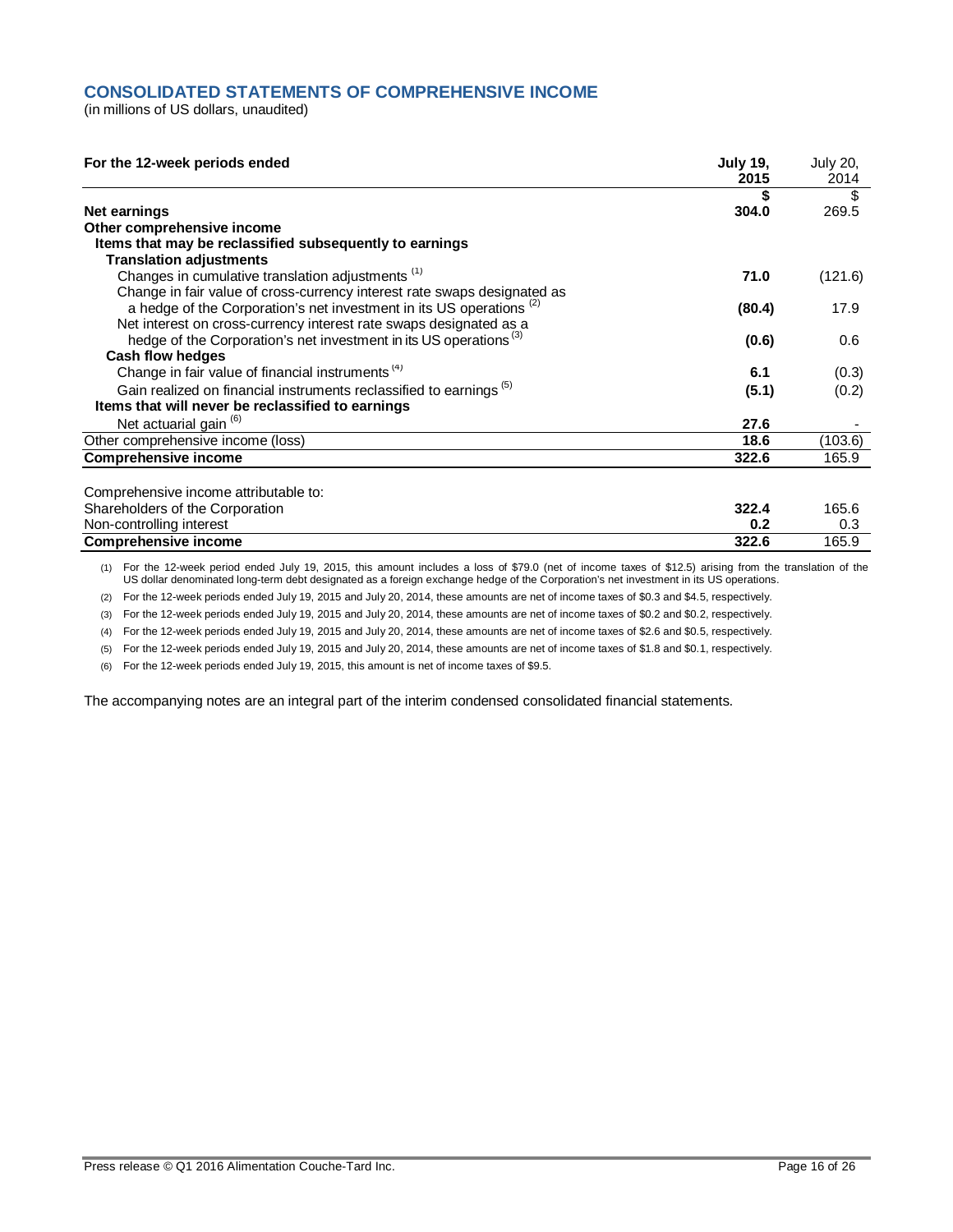## CONSOLIDATED STATEMENTS OF COMPREHENSIVE INCOME

(in millions of US dollars, unaudited)

| For the 12-week periods ended | July 19, 2015 | July 20, 2014 |
|---|---|---|
| | **$** | $ |
| **Net earnings** | **304.0** | 269.5 |
| **Other comprehensive income** | | |
| **Items that may be reclassified subsequently to earnings** | | |
| **Translation adjustments** | | |
| Changes in cumulative translation adjustments [(1)] | **71.0** | (121.6) |
| Change in fair value of cross-currency interest rate swaps designated as a hedge of the Corporation's net investment in its US operations [(2)] | **(80.4)** | 17.9 |
| Net interest on cross-currency interest rate swaps designated as a hedge of the Corporation's net investment in its US operations [(3)] | **(0.6)** | 0.6 |
| **Cash flow hedges** | | |
| Change in fair value of financial instruments [(4)] | **6.1** | (0.3) |
| Gain realized on financial instruments reclassified to earnings [(5)] | **(5.1)** | (0.2) |
| **Items that will never be reclassified to earnings** | | |
| Net actuarial gain [(6)] | **27.6** | - |
| Other comprehensive income (loss) | **18.6** | (103.6) |
| **Comprehensive income** | **322.6** | 165.9 |
| | | |
| Comprehensive income attributable to: | | |
| Shareholders of the Corporation | **322.4** | 165.6 |
| Non-controlling interest | **0.2** | 0.3 |
| **Comprehensive income** | **322.6** | 165.9 |

(1) For the 12-week period ended July 19, 2015, this amount includes a loss of $79.0 (net of income taxes of $12.5) arising from the translation of the US dollar denominated long-term debt designated as a foreign exchange hedge of the Corporation's net investment in its US operations.

(2) For the 12-week periods ended July 19, 2015 and July 20, 2014, these amounts are net of income taxes of $0.3 and $4.5, respectively.

(3) For the 12-week periods ended July 19, 2015 and July 20, 2014, these amounts are net of income taxes of $0.2 and $0.2, respectively.

(4) For the 12-week periods ended July 19, 2015 and July 20, 2014, these amounts are net of income taxes of $2.6 and $0.5, respectively.

(5) For the 12-week periods ended July 19, 2015 and July 20, 2014, these amounts are net of income taxes of $1.8 and $0.1, respectively.

(6) For the 12-week periods ended July 19, 2015, this amount is net of income taxes of $9.5.

The accompanying notes are an integral part of the interim condensed consolidated financial statements.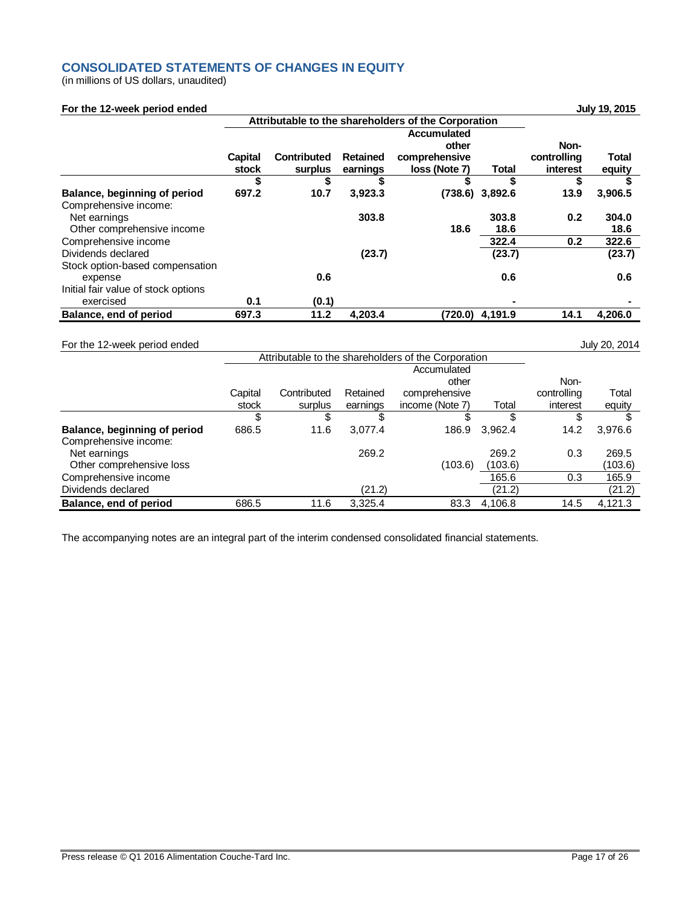## CONSOLIDATED STATEMENTS OF CHANGES IN EQUITY

(in millions of US dollars, unaudited)

**For the 12-week period ended July 19, 2015**

| | Attributable to the shareholders of the Corporation | | | | | | |
|---|---|---|---|---|---|---|---|
| | **Capital stock** | **Contributed surplus** | **Retained earnings** | **Accumulated other comprehensive loss (Note 7)** | **Total** | **Non-controlling interest** | **Total equity** |
| | **$** | **$** | **$** | **$** | **$** | **$** | **$** |
| **Balance, beginning of period** | **697.2** | **10.7** | **3,923.3** | **(738.6)** | **3,892.6** | **13.9** | **3,906.5** |
| Comprehensive income: | | | | | | | |
| Net earnings | | | **303.8** | | **303.8** | **0.2** | **304.0** |
| Other comprehensive income | | | | **18.6** | **18.6** | | **18.6** |
| Comprehensive income | | | | | **322.4** | **0.2** | **322.6** |
| Dividends declared | | | **(23.7)** | | **(23.7)** | | **(23.7)** |
| Stock option-based compensation expense | | **0.6** | | | **0.6** | | **0.6** |
| Initial fair value of stock options exercised | **0.1** | **(0.1)** | | | **-** | | **-** |
| **Balance, end of period** | **697.3** | **11.2** | **4,203.4** | **(720.0)** | **4,191.9** | **14.1** | **4,206.0** |

For the 12-week period ended July 20, 2014

| | Attributable to the shareholders of the Corporation | | | | | | |
|---|---|---|---|---|---|---|---|
| | Capital stock | Contributed surplus | Retained earnings | Accumulated other comprehensive income (Note 7) | Total | Non-controlling interest | Total equity |
| | $ | $ | $ | $ | $ | $ | $ |
| **Balance, beginning of period** | 686.5 | 11.6 | 3,077.4 | 186.9 | 3,962.4 | 14.2 | 3,976.6 |
| Comprehensive income: | | | | | | | |
| Net earnings | | | 269.2 | | 269.2 | 0.3 | 269.5 |
| Other comprehensive loss | | | | (103.6) | (103.6) | | (103.6) |
| Comprehensive income | | | | | 165.6 | 0.3 | 165.9 |
| Dividends declared | | | (21.2) | | (21.2) | | (21.2) |
| **Balance, end of period** | 686.5 | 11.6 | 3,325.4 | 83.3 | 4,106.8 | 14.5 | 4,121.3 |

The accompanying notes are an integral part of the interim condensed consolidated financial statements.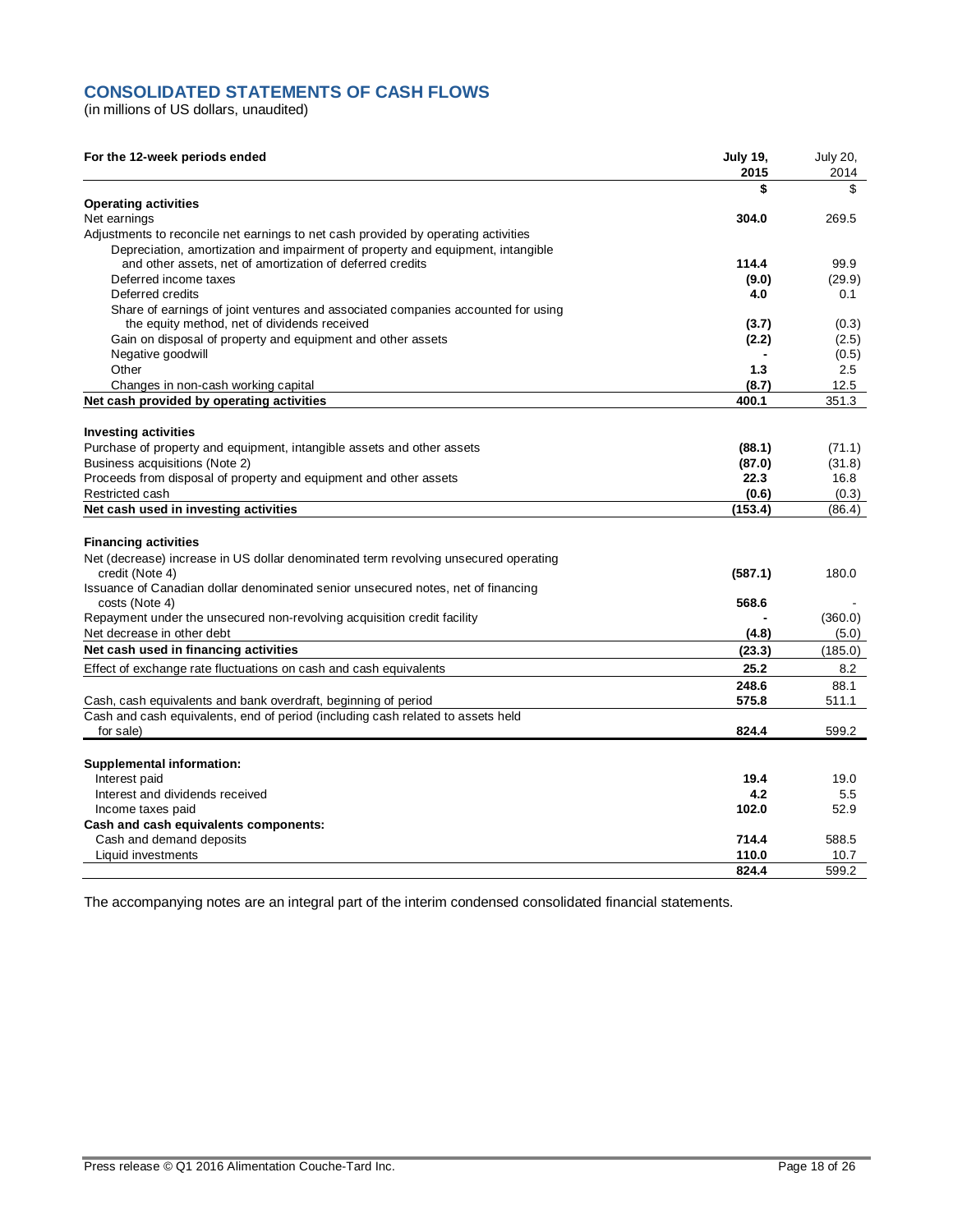## CONSOLIDATED STATEMENTS OF CASH FLOWS

(in millions of US dollars, unaudited)

| For the 12-week periods ended | July 19, 2015 | July 20, 2014 |
|---|---|---|
| | **$** | $ |
| **Operating activities** | | |
| Net earnings | **304.0** | 269.5 |
| Adjustments to reconcile net earnings to net cash provided by operating activities | | |
| Depreciation, amortization and impairment of property and equipment, intangible and other assets, net of amortization of deferred credits | **114.4** | 99.9 |
| Deferred income taxes | **(9.0)** | (29.9) |
| Deferred credits | **4.0** | 0.1 |
| Share of earnings of joint ventures and associated companies accounted for using the equity method, net of dividends received | **(3.7)** | (0.3) |
| Gain on disposal of property and equipment and other assets | **(2.2)** | (2.5) |
| Negative goodwill | **-** | (0.5) |
| Other | **1.3** | 2.5 |
| Changes in non-cash working capital | **(8.7)** | 12.5 |
| **Net cash provided by operating activities** | **400.1** | 351.3 |
| | | |
| **Investing activities** | | |
| Purchase of property and equipment, intangible assets and other assets | **(88.1)** | (71.1) |
| Business acquisitions (Note 2) | **(87.0)** | (31.8) |
| Proceeds from disposal of property and equipment and other assets | **22.3** | 16.8 |
| Restricted cash | **(0.6)** | (0.3) |
| **Net cash used in investing activities** | **(153.4)** | (86.4) |
| | | |
| **Financing activities** | | |
| Net (decrease) increase in US dollar denominated term revolving unsecured operating credit (Note 4) | **(587.1)** | 180.0 |
| Issuance of Canadian dollar denominated senior unsecured notes, net of financing costs (Note 4) | **568.6** | - |
| Repayment under the unsecured non-revolving acquisition credit facility | **-** | (360.0) |
| Net decrease in other debt | **(4.8)** | (5.0) |
| **Net cash used in financing activities** | **(23.3)** | (185.0) |
| Effect of exchange rate fluctuations on cash and cash equivalents | **25.2** | 8.2 |
| | **248.6** | 88.1 |
| Cash, cash equivalents and bank overdraft, beginning of period | **575.8** | 511.1 |
| Cash and cash equivalents, end of period (including cash related to assets held for sale) | **824.4** | 599.2 |
| | | |
| **Supplemental information:** | | |
| Interest paid | **19.4** | 19.0 |
| Interest and dividends received | **4.2** | 5.5 |
| Income taxes paid | **102.0** | 52.9 |
| **Cash and cash equivalents components:** | | |
| Cash and demand deposits | **714.4** | 588.5 |
| Liquid investments | **110.0** | 10.7 |
| | **824.4** | 599.2 |

The accompanying notes are an integral part of the interim condensed consolidated financial statements.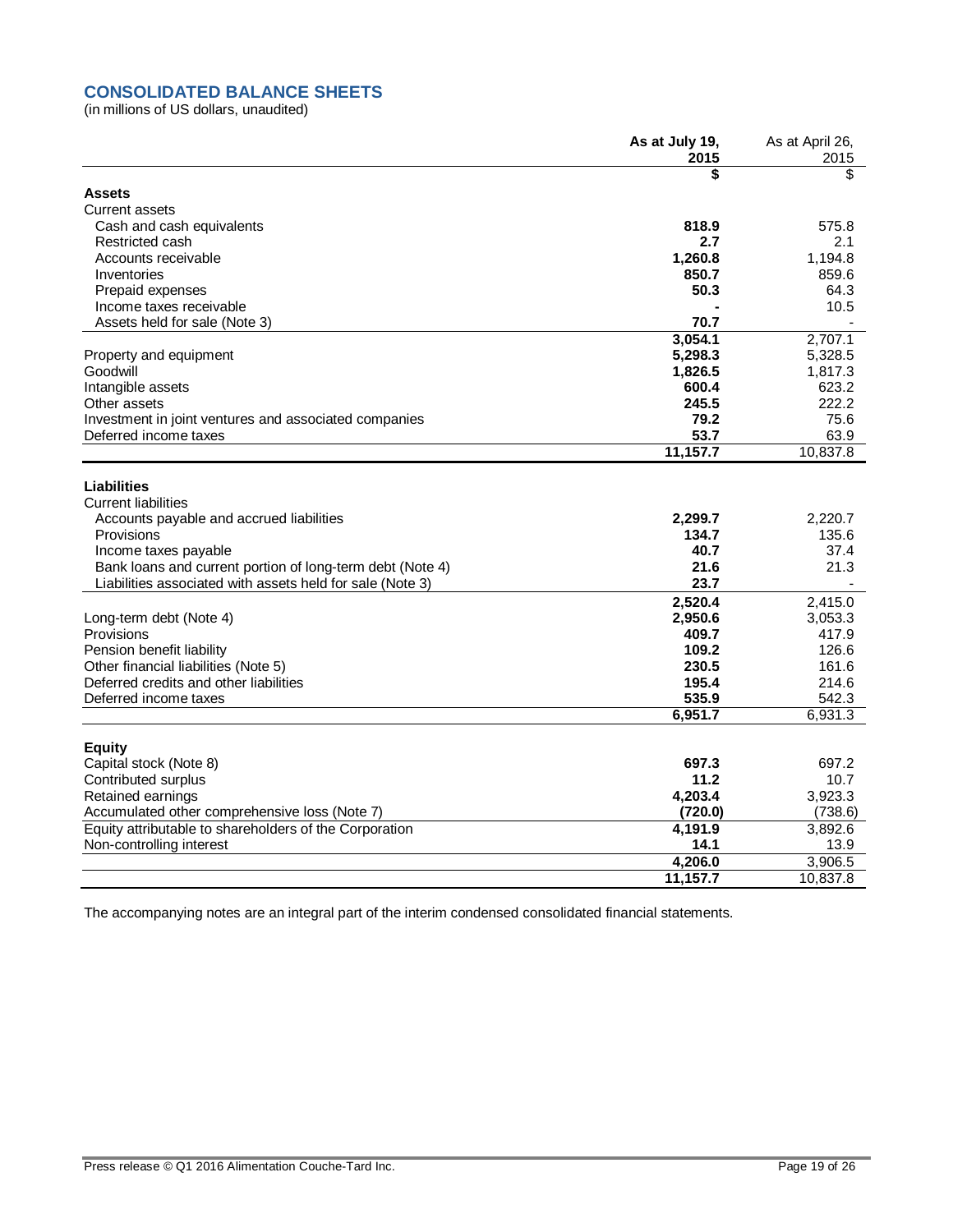## CONSOLIDATED BALANCE SHEETS

(in millions of US dollars, unaudited)

| | As at July 19, 2015 | As at April 26, 2015 |
|---|---|---|
| | $ | $ |
| **Assets** | | |
| Current assets | | |
| Cash and cash equivalents | 818.9 | 575.8 |
| Restricted cash | 2.7 | 2.1 |
| Accounts receivable | 1,260.8 | 1,194.8 |
| Inventories | 850.7 | 859.6 |
| Prepaid expenses | 50.3 | 64.3 |
| Income taxes receivable | - | 10.5 |
| Assets held for sale (Note 3) | 70.7 | - |
| | 3,054.1 | 2,707.1 |
| Property and equipment | 5,298.3 | 5,328.5 |
| Goodwill | 1,826.5 | 1,817.3 |
| Intangible assets | 600.4 | 623.2 |
| Other assets | 245.5 | 222.2 |
| Investment in joint ventures and associated companies | 79.2 | 75.6 |
| Deferred income taxes | 53.7 | 63.9 |
| | 11,157.7 | 10,837.8 |
| **Liabilities** | | |
| Current liabilities | | |
| Accounts payable and accrued liabilities | 2,299.7 | 2,220.7 |
| Provisions | 134.7 | 135.6 |
| Income taxes payable | 40.7 | 37.4 |
| Bank loans and current portion of long-term debt (Note 4) | 21.6 | 21.3 |
| Liabilities associated with assets held for sale (Note 3) | 23.7 | - |
| | 2,520.4 | 2,415.0 |
| Long-term debt (Note 4) | 2,950.6 | 3,053.3 |
| Provisions | 409.7 | 417.9 |
| Pension benefit liability | 109.2 | 126.6 |
| Other financial liabilities (Note 5) | 230.5 | 161.6 |
| Deferred credits and other liabilities | 195.4 | 214.6 |
| Deferred income taxes | 535.9 | 542.3 |
| | 6,951.7 | 6,931.3 |
| **Equity** | | |
| Capital stock (Note 8) | 697.3 | 697.2 |
| Contributed surplus | 11.2 | 10.7 |
| Retained earnings | 4,203.4 | 3,923.3 |
| Accumulated other comprehensive loss (Note 7) | (720.0) | (738.6) |
| Equity attributable to shareholders of the Corporation | 4,191.9 | 3,892.6 |
| Non-controlling interest | 14.1 | 13.9 |
| | 4,206.0 | 3,906.5 |
| | 11,157.7 | 10,837.8 |

The accompanying notes are an integral part of the interim condensed consolidated financial statements.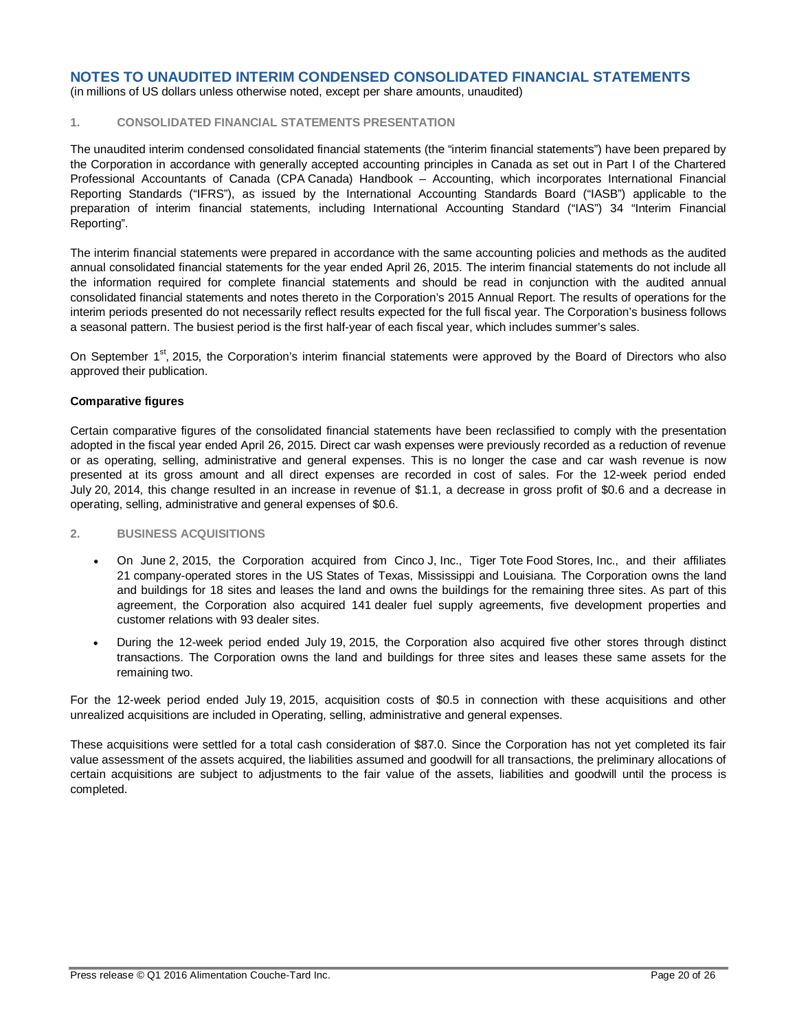# NOTES TO UNAUDITED INTERIM CONDENSED CONSOLIDATED FINANCIAL STATEMENTS

(in millions of US dollars unless otherwise noted, except per share amounts, unaudited)

## 1. CONSOLIDATED FINANCIAL STATEMENTS PRESENTATION

The unaudited interim condensed consolidated financial statements (the "interim financial statements") have been prepared by the Corporation in accordance with generally accepted accounting principles in Canada as set out in Part I of the Chartered Professional Accountants of Canada (CPA Canada) Handbook – Accounting, which incorporates International Financial Reporting Standards ("IFRS"), as issued by the International Accounting Standards Board ("IASB") applicable to the preparation of interim financial statements, including International Accounting Standard ("IAS") 34 "Interim Financial Reporting".

The interim financial statements were prepared in accordance with the same accounting policies and methods as the audited annual consolidated financial statements for the year ended April 26, 2015. The interim financial statements do not include all the information required for complete financial statements and should be read in conjunction with the audited annual consolidated financial statements and notes thereto in the Corporation's 2015 Annual Report. The results of operations for the interim periods presented do not necessarily reflect results expected for the full fiscal year. The Corporation's business follows a seasonal pattern. The busiest period is the first half-year of each fiscal year, which includes summer's sales.

On September 1st, 2015, the Corporation's interim financial statements were approved by the Board of Directors who also approved their publication.

**Comparative figures**

Certain comparative figures of the consolidated financial statements have been reclassified to comply with the presentation adopted in the fiscal year ended April 26, 2015. Direct car wash expenses were previously recorded as a reduction of revenue or as operating, selling, administrative and general expenses. This is no longer the case and car wash revenue is now presented at its gross amount and all direct expenses are recorded in cost of sales. For the 12-week period ended July 20, 2014, this change resulted in an increase in revenue of $1.1, a decrease in gross profit of $0.6 and a decrease in operating, selling, administrative and general expenses of $0.6.

## 2. BUSINESS ACQUISITIONS

- On June 2, 2015, the Corporation acquired from Cinco J, Inc., Tiger Tote Food Stores, Inc., and their affiliates 21 company-operated stores in the US States of Texas, Mississippi and Louisiana. The Corporation owns the land and buildings for 18 sites and leases the land and owns the buildings for the remaining three sites. As part of this agreement, the Corporation also acquired 141 dealer fuel supply agreements, five development properties and customer relations with 93 dealer sites.
- During the 12-week period ended July 19, 2015, the Corporation also acquired five other stores through distinct transactions. The Corporation owns the land and buildings for three sites and leases these same assets for the remaining two.

For the 12-week period ended July 19, 2015, acquisition costs of $0.5 in connection with these acquisitions and other unrealized acquisitions are included in Operating, selling, administrative and general expenses.

These acquisitions were settled for a total cash consideration of $87.0. Since the Corporation has not yet completed its fair value assessment of the assets acquired, the liabilities assumed and goodwill for all transactions, the preliminary allocations of certain acquisitions are subject to adjustments to the fair value of the assets, liabilities and goodwill until the process is completed.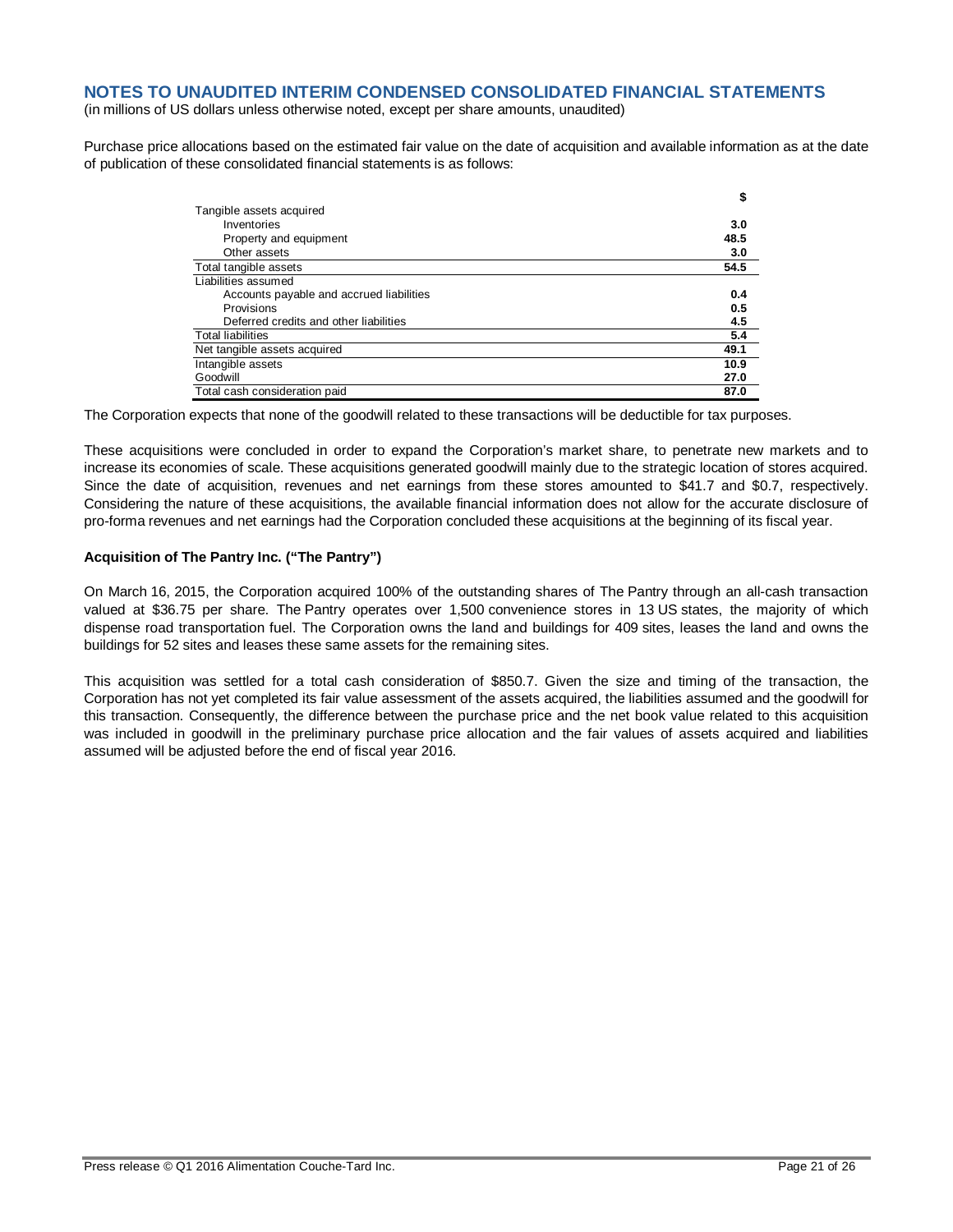## NOTES TO UNAUDITED INTERIM CONDENSED CONSOLIDATED FINANCIAL STATEMENTS

(in millions of US dollars unless otherwise noted, except per share amounts, unaudited)

Purchase price allocations based on the estimated fair value on the date of acquisition and available information as at the date of publication of these consolidated financial statements is as follows:

| | $ |
|---|---|
| Tangible assets acquired | |
| Inventories | **3.0** |
| Property and equipment | **48.5** |
| Other assets | **3.0** |
| Total tangible assets | **54.5** |
| Liabilities assumed | |
| Accounts payable and accrued liabilities | **0.4** |
| Provisions | **0.5** |
| Deferred credits and other liabilities | **4.5** |
| Total liabilities | **5.4** |
| Net tangible assets acquired | **49.1** |
| Intangible assets | **10.9** |
| Goodwill | **27.0** |
| Total cash consideration paid | **87.0** |

The Corporation expects that none of the goodwill related to these transactions will be deductible for tax purposes.

These acquisitions were concluded in order to expand the Corporation's market share, to penetrate new markets and to increase its economies of scale. These acquisitions generated goodwill mainly due to the strategic location of stores acquired. Since the date of acquisition, revenues and net earnings from these stores amounted to $41.7 and $0.7, respectively. Considering the nature of these acquisitions, the available financial information does not allow for the accurate disclosure of pro-forma revenues and net earnings had the Corporation concluded these acquisitions at the beginning of its fiscal year.

**Acquisition of The Pantry Inc. ("The Pantry")**

On March 16, 2015, the Corporation acquired 100% of the outstanding shares of The Pantry through an all-cash transaction valued at $36.75 per share. The Pantry operates over 1,500 convenience stores in 13 US states, the majority of which dispense road transportation fuel. The Corporation owns the land and buildings for 409 sites, leases the land and owns the buildings for 52 sites and leases these same assets for the remaining sites.

This acquisition was settled for a total cash consideration of $850.7. Given the size and timing of the transaction, the Corporation has not yet completed its fair value assessment of the assets acquired, the liabilities assumed and the goodwill for this transaction. Consequently, the difference between the purchase price and the net book value related to this acquisition was included in goodwill in the preliminary purchase price allocation and the fair values of assets acquired and liabilities assumed will be adjusted before the end of fiscal year 2016.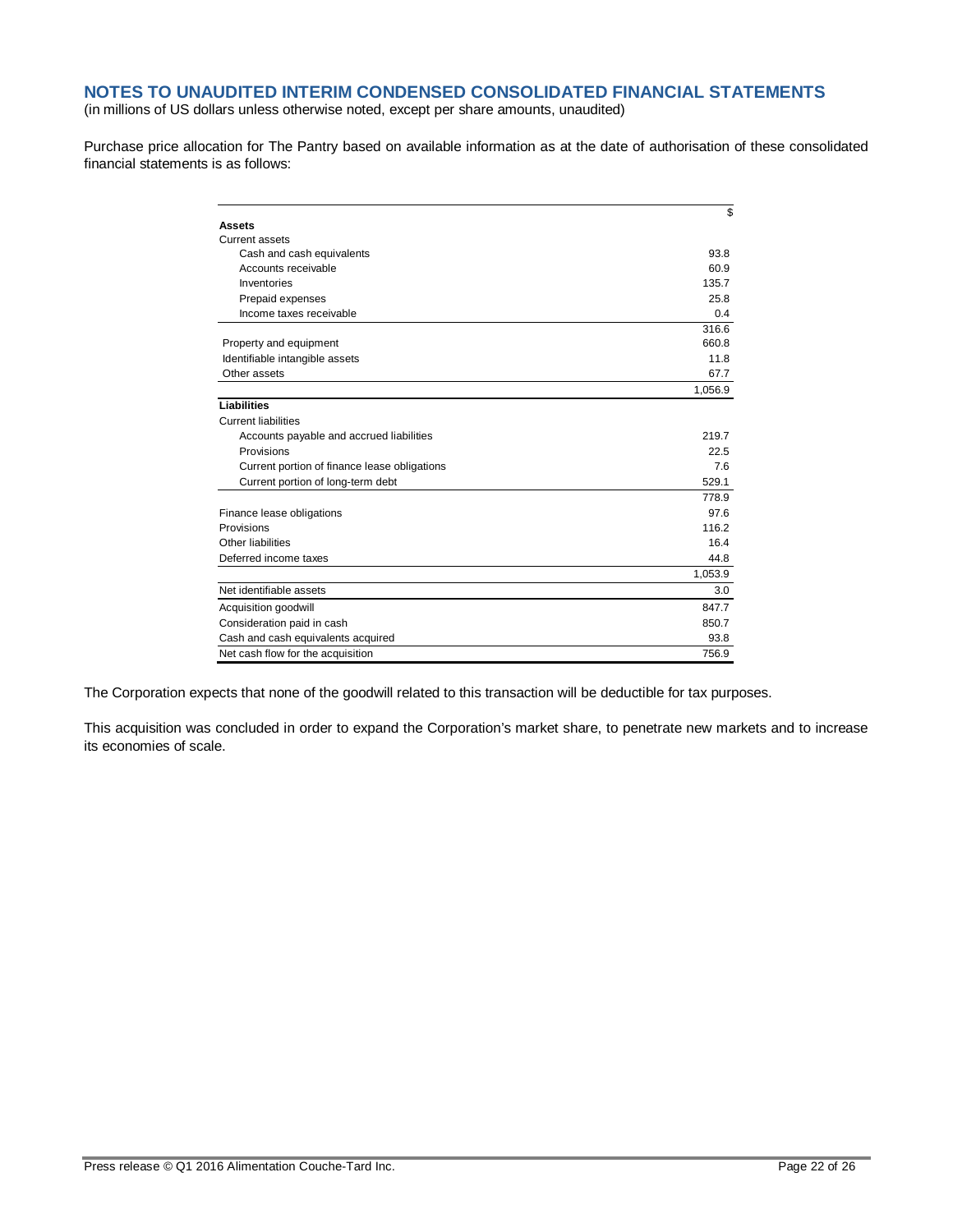## NOTES TO UNAUDITED INTERIM CONDENSED CONSOLIDATED FINANCIAL STATEMENTS

(in millions of US dollars unless otherwise noted, except per share amounts, unaudited)

Purchase price allocation for The Pantry based on available information as at the date of authorisation of these consolidated financial statements is as follows:

| | $ |
|---|---|
| **Assets** | |
| Current assets | |
| Cash and cash equivalents | 93.8 |
| Accounts receivable | 60.9 |
| Inventories | 135.7 |
| Prepaid expenses | 25.8 |
| Income taxes receivable | 0.4 |
| | 316.6 |
| Property and equipment | 660.8 |
| Identifiable intangible assets | 11.8 |
| Other assets | 67.7 |
| | 1,056.9 |
| **Liabilities** | |
| Current liabilities | |
| Accounts payable and accrued liabilities | 219.7 |
| Provisions | 22.5 |
| Current portion of finance lease obligations | 7.6 |
| Current portion of long-term debt | 529.1 |
| | 778.9 |
| Finance lease obligations | 97.6 |
| Provisions | 116.2 |
| Other liabilities | 16.4 |
| Deferred income taxes | 44.8 |
| | 1,053.9 |
| Net identifiable assets | 3.0 |
| Acquisition goodwill | 847.7 |
| Consideration paid in cash | 850.7 |
| Cash and cash equivalents acquired | 93.8 |
| Net cash flow for the acquisition | 756.9 |

The Corporation expects that none of the goodwill related to this transaction will be deductible for tax purposes.

This acquisition was concluded in order to expand the Corporation's market share, to penetrate new markets and to increase its economies of scale.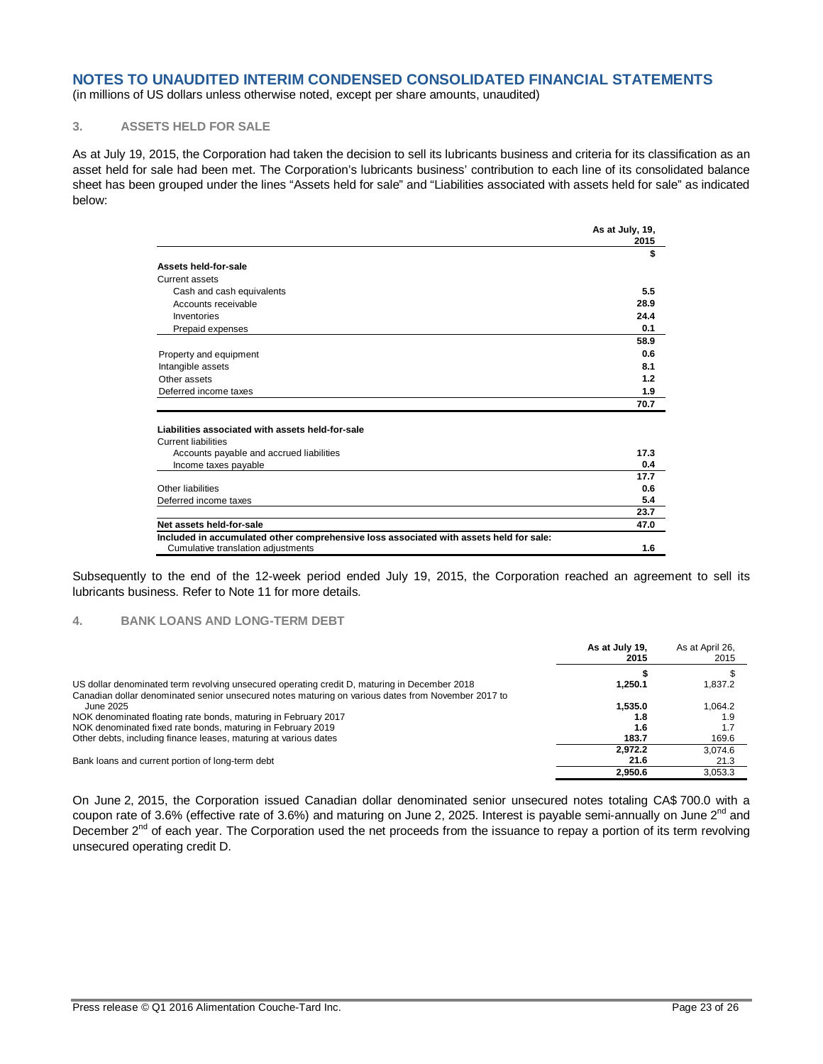## NOTES TO UNAUDITED INTERIM CONDENSED CONSOLIDATED FINANCIAL STATEMENTS

(in millions of US dollars unless otherwise noted, except per share amounts, unaudited)

### 3. ASSETS HELD FOR SALE

As at July 19, 2015, the Corporation had taken the decision to sell its lubricants business and criteria for its classification as an asset held for sale had been met. The Corporation's lubricants business' contribution to each line of its consolidated balance sheet has been grouped under the lines "Assets held for sale" and "Liabilities associated with assets held for sale" as indicated below:

| | As at July, 19, 2015 |
|---|---|
| | $ |
| **Assets held-for-sale** | |
| Current assets | |
| Cash and cash equivalents | **5.5** |
| Accounts receivable | **28.9** |
| Inventories | **24.4** |
| Prepaid expenses | **0.1** |
| | **58.9** |
| Property and equipment | **0.6** |
| Intangible assets | **8.1** |
| Other assets | **1.2** |
| Deferred income taxes | **1.9** |
| | **70.7** |
| **Liabilities associated with assets held-for-sale** | |
| Current liabilities | |
| Accounts payable and accrued liabilities | **17.3** |
| Income taxes payable | **0.4** |
| | **17.7** |
| Other liabilities | **0.6** |
| Deferred income taxes | **5.4** |
| | **23.7** |
| **Net assets held-for-sale** | **47.0** |
| **Included in accumulated other comprehensive loss associated with assets held for sale:** | |
| Cumulative translation adjustments | **1.6** |

Subsequently to the end of the 12-week period ended July 19, 2015, the Corporation reached an agreement to sell its lubricants business. Refer to Note 11 for more details.

### 4. BANK LOANS AND LONG-TERM DEBT

| | As at July 19, 2015 | As at April 26, 2015 |
|---|---|---|
| | $ | $ |
| US dollar denominated term revolving unsecured operating credit D, maturing in December 2018 | **1,250.1** | 1,837.2 |
| Canadian dollar denominated senior unsecured notes maturing on various dates from November 2017 to June 2025 | **1,535.0** | 1,064.2 |
| NOK denominated floating rate bonds, maturing in February 2017 | **1.8** | 1.9 |
| NOK denominated fixed rate bonds, maturing in February 2019 | **1.6** | 1.7 |
| Other debts, including finance leases, maturing at various dates | **183.7** | 169.6 |
| | **2,972.2** | 3,074.6 |
| Bank loans and current portion of long-term debt | **21.6** | 21.3 |
| | **2,950.6** | 3,053.3 |

On June 2, 2015, the Corporation issued Canadian dollar denominated senior unsecured notes totaling CA$ 700.0 with a coupon rate of 3.6% (effective rate of 3.6%) and maturing on June 2, 2025. Interest is payable semi-annually on June 2nd and December 2nd of each year. The Corporation used the net proceeds from the issuance to repay a portion of its term revolving unsecured operating credit D.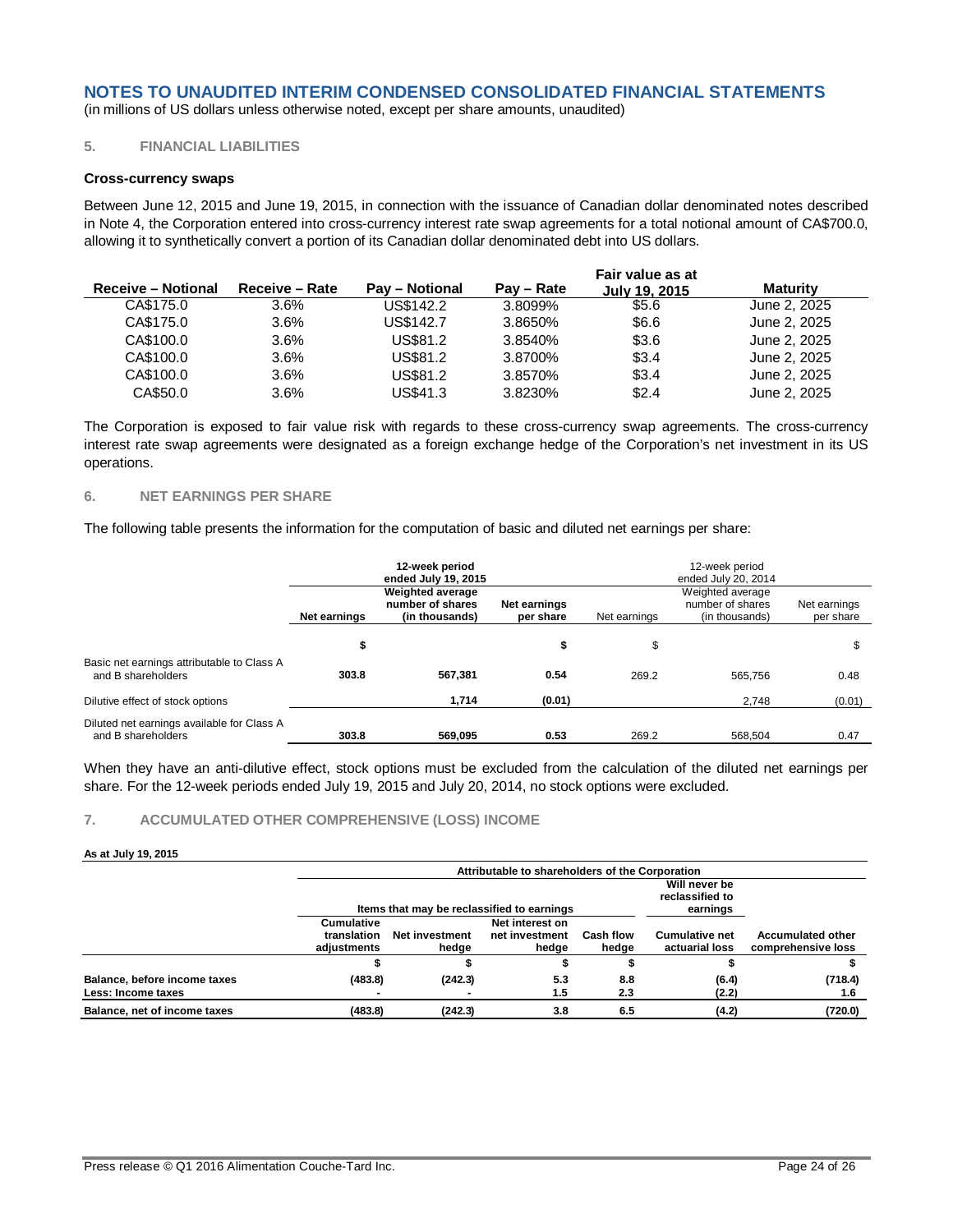# NOTES TO UNAUDITED INTERIM CONDENSED CONSOLIDATED FINANCIAL STATEMENTS

(in millions of US dollars unless otherwise noted, except per share amounts, unaudited)

## 5. FINANCIAL LIABILITIES

### Cross-currency swaps

Between June 12, 2015 and June 19, 2015, in connection with the issuance of Canadian dollar denominated notes described in Note 4, the Corporation entered into cross-currency interest rate swap agreements for a total notional amount of CA$700.0, allowing it to synthetically convert a portion of its Canadian dollar denominated debt into US dollars.

| Receive – Notional | Receive – Rate | Pay – Notional | Pay – Rate | Fair value as at July 19, 2015 | Maturity |
|---|---|---|---|---|---|
| CA$175.0 | 3.6% | US$142.2 | 3.8099% | $5.6 | June 2, 2025 |
| CA$175.0 | 3.6% | US$142.7 | 3.8650% | $6.6 | June 2, 2025 |
| CA$100.0 | 3.6% | US$81.2 | 3.8540% | $3.6 | June 2, 2025 |
| CA$100.0 | 3.6% | US$81.2 | 3.8700% | $3.4 | June 2, 2025 |
| CA$100.0 | 3.6% | US$81.2 | 3.8570% | $3.4 | June 2, 2025 |
| CA$50.0 | 3.6% | US$41.3 | 3.8230% | $2.4 | June 2, 2025 |

The Corporation is exposed to fair value risk with regards to these cross-currency swap agreements. The cross-currency interest rate swap agreements were designated as a foreign exchange hedge of the Corporation's net investment in its US operations.

## 6. NET EARNINGS PER SHARE

The following table presents the information for the computation of basic and diluted net earnings per share:

| | 12-week period ended July 19, 2015 | | | 12-week period ended July 20, 2014 | | |
|---|---|---|---|---|---|---|
| | Net earnings | Weighted average number of shares (in thousands) | Net earnings per share | Net earnings | Weighted average number of shares (in thousands) | Net earnings per share |
| | $ | | $ | $ | | $ |
| Basic net earnings attributable to Class A and B shareholders | 303.8 | 567,381 | 0.54 | 269.2 | 565,756 | 0.48 |
| Dilutive effect of stock options | | 1,714 | (0.01) | | 2,748 | (0.01) |
| Diluted net earnings available for Class A and B shareholders | 303.8 | 569,095 | 0.53 | 269.2 | 568,504 | 0.47 |

When they have an anti-dilutive effect, stock options must be excluded from the calculation of the diluted net earnings per share. For the 12-week periods ended July 19, 2015 and July 20, 2014, no stock options were excluded.

## 7. ACCUMULATED OTHER COMPREHENSIVE (LOSS) INCOME

**As at July 19, 2015**

| | Attributable to shareholders of the Corporation | | | | | |
|---|---|---|---|---|---|---|
| | Items that may be reclassified to earnings | | | | Will never be reclassified to earnings | |
| | Cumulative translation adjustments | Net investment hedge | Net interest on net investment hedge | Cash flow hedge | Cumulative net actuarial loss | Accumulated other comprehensive loss |
| | $ | $ | $ | $ | $ | $ |
| **Balance, before income taxes** | (483.8) | (242.3) | 5.3 | 8.8 | (6.4) | (718.4) |
| **Less: Income taxes** | - | - | 1.5 | 2.3 | (2.2) | 1.6 |
| **Balance, net of income taxes** | (483.8) | (242.3) | 3.8 | 6.5 | (4.2) | (720.0) |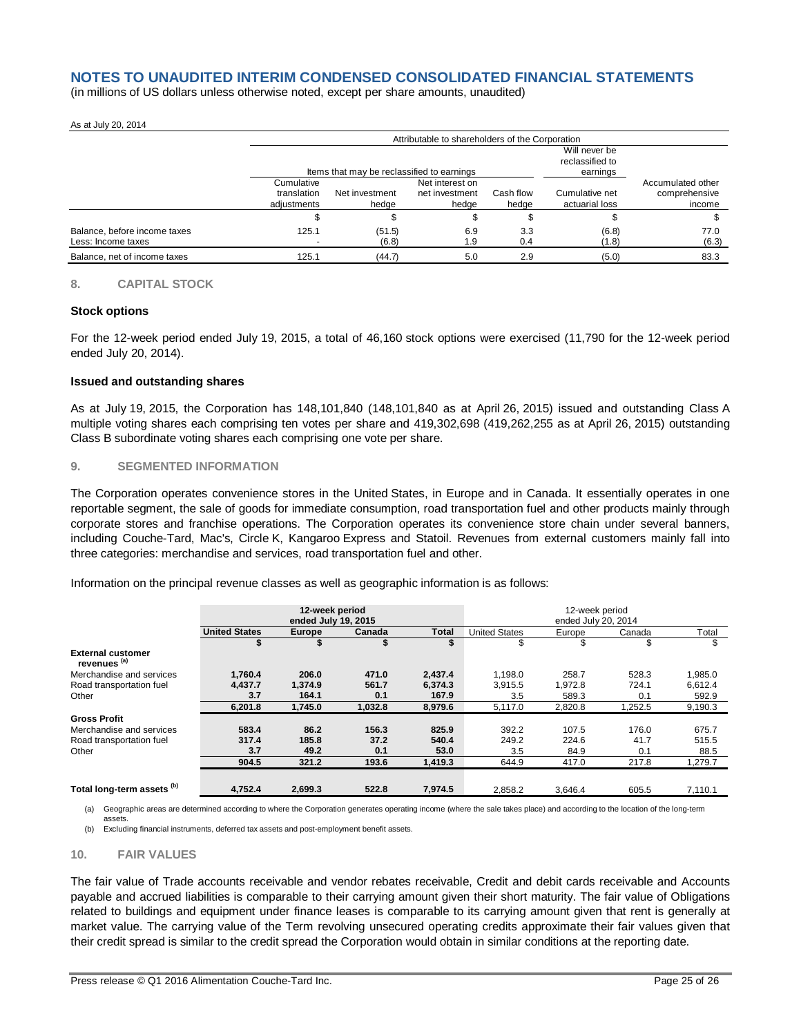## NOTES TO UNAUDITED INTERIM CONDENSED CONSOLIDATED FINANCIAL STATEMENTS

(in millions of US dollars unless otherwise noted, except per share amounts, unaudited)

As at July 20, 2014

| | Attributable to shareholders of the Corporation | | | | | |
|---|---|---|---|---|---|---|
| | Items that may be reclassified to earnings | | | | Will never be reclassified to earnings | |
| | Cumulative translation adjustments | Net investment hedge | Net interest on net investment hedge | Cash flow hedge | Cumulative net actuarial loss | Accumulated other comprehensive income |
| | $ | $ | $ | $ | $ | $ |
| Balance, before income taxes | 125.1 | (51.5) | 6.9 | 3.3 | (6.8) | 77.0 |
| Less: Income taxes | - | (6.8) | 1.9 | 0.4 | (1.8) | (6.3) |
| Balance, net of income taxes | 125.1 | (44.7) | 5.0 | 2.9 | (5.0) | 83.3 |

### 8. CAPITAL STOCK

**Stock options**

For the 12-week period ended July 19, 2015, a total of 46,160 stock options were exercised (11,790 for the 12-week period ended July 20, 2014).

**Issued and outstanding shares**

As at July 19, 2015, the Corporation has 148,101,840 (148,101,840 as at April 26, 2015) issued and outstanding Class A multiple voting shares each comprising ten votes per share and 419,302,698 (419,262,255 as at April 26, 2015) outstanding Class B subordinate voting shares each comprising one vote per share.

### 9. SEGMENTED INFORMATION

The Corporation operates convenience stores in the United States, in Europe and in Canada. It essentially operates in one reportable segment, the sale of goods for immediate consumption, road transportation fuel and other products mainly through corporate stores and franchise operations. The Corporation operates its convenience store chain under several banners, including Couche-Tard, Mac's, Circle K, Kangaroo Express and Statoil. Revenues from external customers mainly fall into three categories: merchandise and services, road transportation fuel and other.

Information on the principal revenue classes as well as geographic information is as follows:

| | **12-week period ended July 19, 2015** | | | | 12-week period ended July 20, 2014 | | | |
|---|---|---|---|---|---|---|---|---|
| | **United States** | **Europe** | **Canada** | **Total** | United States | Europe | Canada | Total |
| | **$** | **$** | **$** | **$** | $ | $ | $ | $ |
| **External customer revenues [(a)]** | | | | | | | | |
| Merchandise and services | **1,760.4** | **206.0** | **471.0** | **2,437.4** | 1,198.0 | 258.7 | 528.3 | 1,985.0 |
| Road transportation fuel | **4,437.7** | **1,374.9** | **561.7** | **6,374.3** | 3,915.5 | 1,972.8 | 724.1 | 6,612.4 |
| Other | **3.7** | **164.1** | **0.1** | **167.9** | 3.5 | 589.3 | 0.1 | 592.9 |
| | **6,201.8** | **1,745.0** | **1,032.8** | **8,979.6** | 5,117.0 | 2,820.8 | 1,252.5 | 9,190.3 |
| **Gross Profit** | | | | | | | | |
| Merchandise and services | **583.4** | **86.2** | **156.3** | **825.9** | 392.2 | 107.5 | 176.0 | 675.7 |
| Road transportation fuel | **317.4** | **185.8** | **37.2** | **540.4** | 249.2 | 224.6 | 41.7 | 515.5 |
| Other | **3.7** | **49.2** | **0.1** | **53.0** | 3.5 | 84.9 | 0.1 | 88.5 |
| | **904.5** | **321.2** | **193.6** | **1,419.3** | 644.9 | 417.0 | 217.8 | 1,279.7 |
| **Total long-term assets [(b)]** | **4,752.4** | **2,699.3** | **522.8** | **7,974.5** | 2,858.2 | 3,646.4 | 605.5 | 7,110.1 |

(a) Geographic areas are determined according to where the Corporation generates operating income (where the sale takes place) and according to the location of the long-term assets.

(b) Excluding financial instruments, deferred tax assets and post-employment benefit assets.

### 10. FAIR VALUES

The fair value of Trade accounts receivable and vendor rebates receivable, Credit and debit cards receivable and Accounts payable and accrued liabilities is comparable to their carrying amount given their short maturity. The fair value of Obligations related to buildings and equipment under finance leases is comparable to its carrying amount given that rent is generally at market value. The carrying value of the Term revolving unsecured operating credits approximate their fair values given that their credit spread is similar to the credit spread the Corporation would obtain in similar conditions at the reporting date.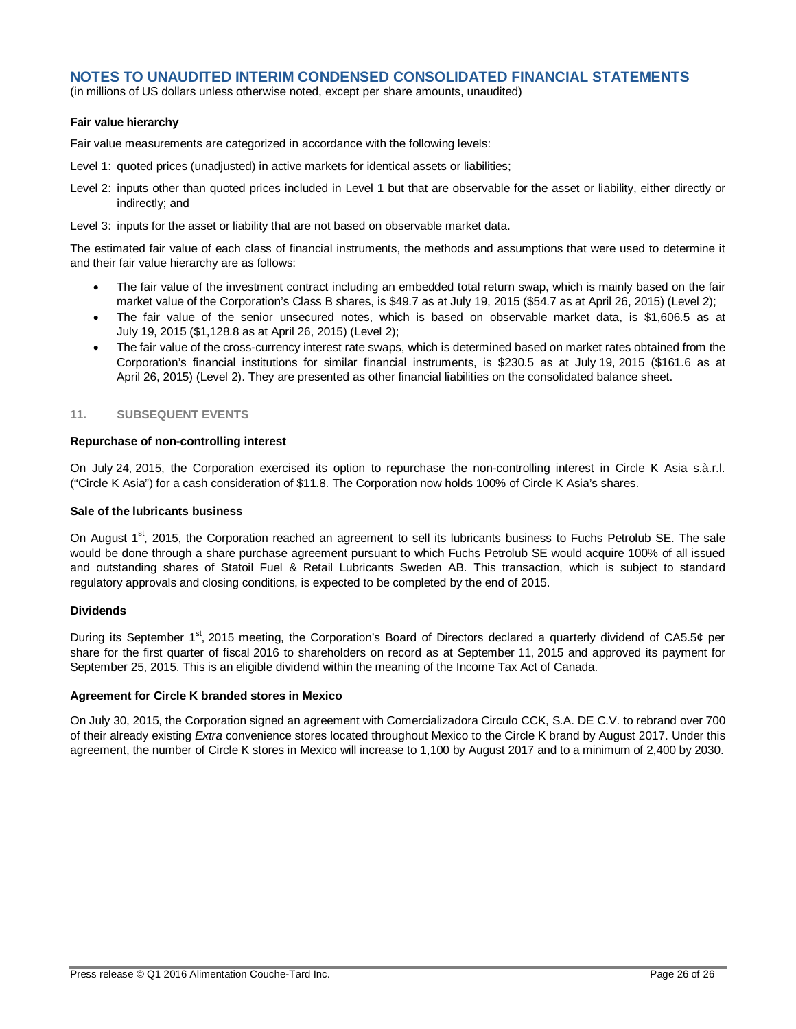## NOTES TO UNAUDITED INTERIM CONDENSED CONSOLIDATED FINANCIAL STATEMENTS

(in millions of US dollars unless otherwise noted, except per share amounts, unaudited)

**Fair value hierarchy**

Fair value measurements are categorized in accordance with the following levels:

Level 1: quoted prices (unadjusted) in active markets for identical assets or liabilities;

Level 2: inputs other than quoted prices included in Level 1 but that are observable for the asset or liability, either directly or indirectly; and

Level 3: inputs for the asset or liability that are not based on observable market data.

The estimated fair value of each class of financial instruments, the methods and assumptions that were used to determine it and their fair value hierarchy are as follows:

- The fair value of the investment contract including an embedded total return swap, which is mainly based on the fair market value of the Corporation's Class B shares, is $49.7 as at July 19, 2015 ($54.7 as at April 26, 2015) (Level 2);
- The fair value of the senior unsecured notes, which is based on observable market data, is $1,606.5 as at July 19, 2015 ($1,128.8 as at April 26, 2015) (Level 2);
- The fair value of the cross-currency interest rate swaps, which is determined based on market rates obtained from the Corporation's financial institutions for similar financial instruments, is $230.5 as at July 19, 2015 ($161.6 as at April 26, 2015) (Level 2). They are presented as other financial liabilities on the consolidated balance sheet.

### 11. SUBSEQUENT EVENTS

**Repurchase of non-controlling interest**

On July 24, 2015, the Corporation exercised its option to repurchase the non-controlling interest in Circle K Asia s.à.r.l. ("Circle K Asia") for a cash consideration of $11.8. The Corporation now holds 100% of Circle K Asia's shares.

**Sale of the lubricants business**

On August 1st, 2015, the Corporation reached an agreement to sell its lubricants business to Fuchs Petrolub SE. The sale would be done through a share purchase agreement pursuant to which Fuchs Petrolub SE would acquire 100% of all issued and outstanding shares of Statoil Fuel & Retail Lubricants Sweden AB. This transaction, which is subject to standard regulatory approvals and closing conditions, is expected to be completed by the end of 2015.

**Dividends**

During its September 1st, 2015 meeting, the Corporation's Board of Directors declared a quarterly dividend of CA5.5¢ per share for the first quarter of fiscal 2016 to shareholders on record as at September 11, 2015 and approved its payment for September 25, 2015. This is an eligible dividend within the meaning of the Income Tax Act of Canada.

**Agreement for Circle K branded stores in Mexico**

On July 30, 2015, the Corporation signed an agreement with Comercializadora Circulo CCK, S.A. DE C.V. to rebrand over 700 of their already existing *Extra* convenience stores located throughout Mexico to the Circle K brand by August 2017. Under this agreement, the number of Circle K stores in Mexico will increase to 1,100 by August 2017 and to a minimum of 2,400 by 2030.